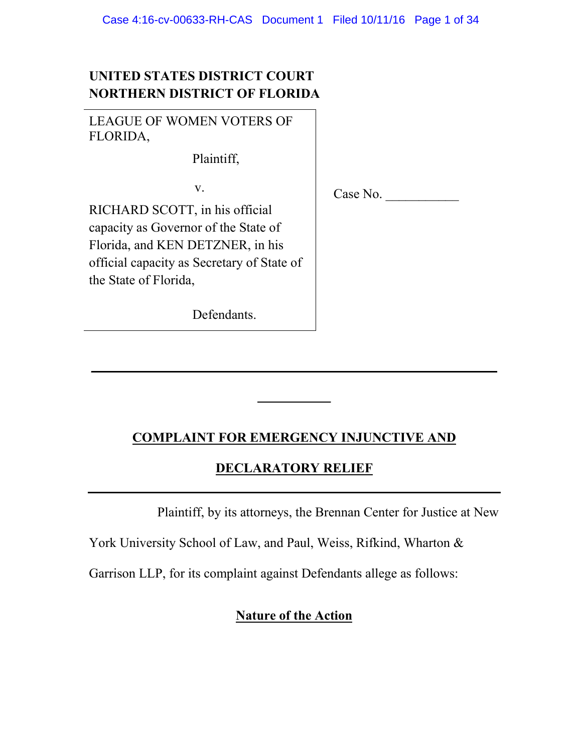**UNITED STATES DISTRICT COURT**
**NORTHERN DISTRICT OF FLORIDA**

| | |
|---|---|
| LEAGUE OF WOMEN VOTERS OF FLORIDA,<br><br>Plaintiff,<br><br>v.<br><br>RICHARD SCOTT, in his official capacity as Governor of the State of Florida, and KEN DETZNER, in his official capacity as Secretary of State of the State of Florida,<br><br>Defendants. | Case No. ___________ |

---

## COMPLAINT FOR EMERGENCY INJUNCTIVE AND DECLARATORY RELIEF

---

Plaintiff, by its attorneys, the Brennan Center for Justice at New York University School of Law, and Paul, Weiss, Rifkind, Wharton & Garrison LLP, for its complaint against Defendants allege as follows:

## Nature of the Action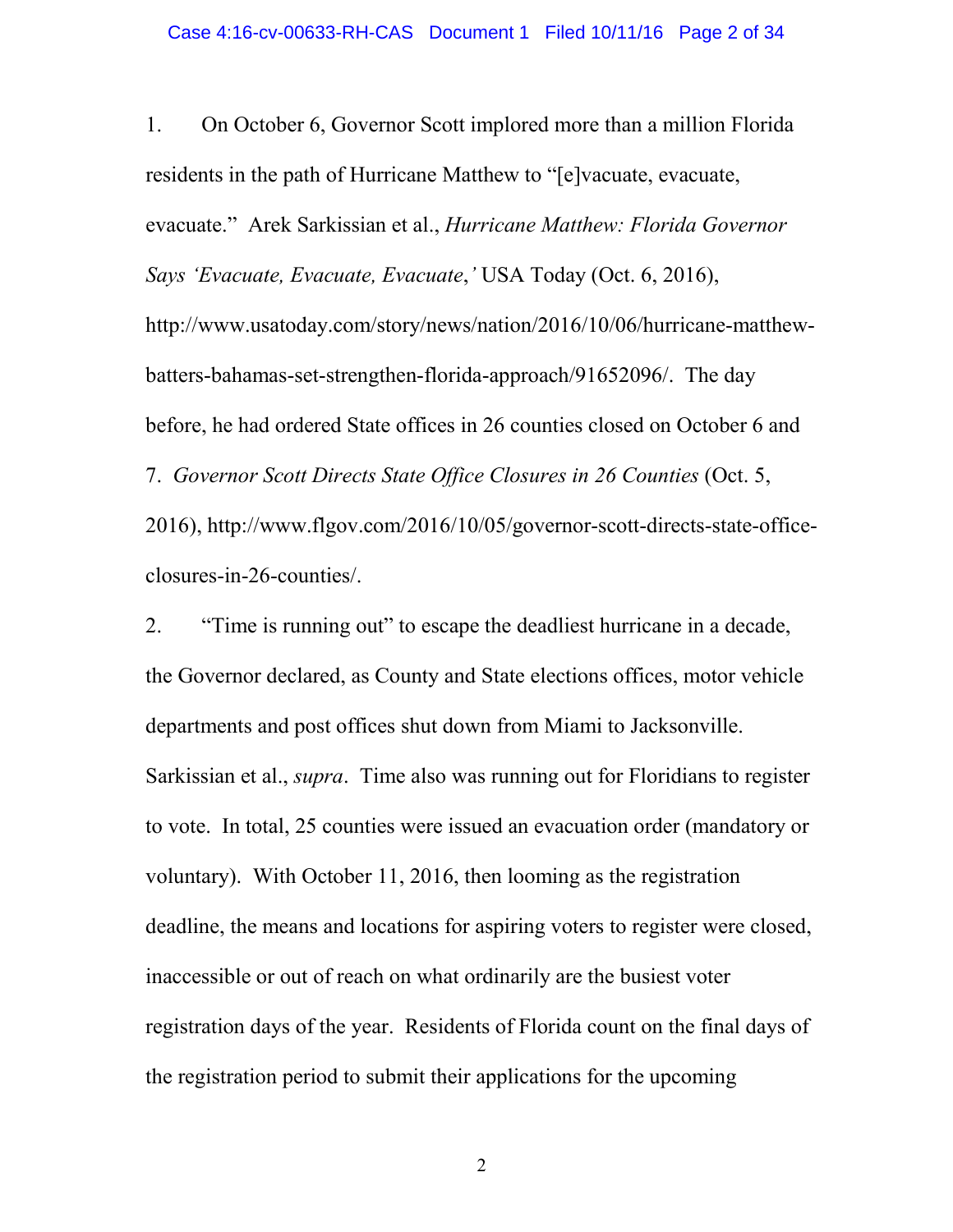1. On October 6, Governor Scott implored more than a million Florida residents in the path of Hurricane Matthew to "[e]vacuate, evacuate, evacuate." Arek Sarkissian et al., *Hurricane Matthew: Florida Governor Says 'Evacuate, Evacuate, Evacuate,'* USA Today (Oct. 6, 2016), http://www.usatoday.com/story/news/nation/2016/10/06/hurricane-matthew-batters-bahamas-set-strengthen-florida-approach/91652096/. The day before, he had ordered State offices in 26 counties closed on October 6 and 7. *Governor Scott Directs State Office Closures in 26 Counties* (Oct. 5, 2016), http://www.flgov.com/2016/10/05/governor-scott-directs-state-office-closures-in-26-counties/.

2. "Time is running out" to escape the deadliest hurricane in a decade, the Governor declared, as County and State elections offices, motor vehicle departments and post offices shut down from Miami to Jacksonville. Sarkissian et al., *supra*. Time also was running out for Floridians to register to vote. In total, 25 counties were issued an evacuation order (mandatory or voluntary). With October 11, 2016, then looming as the registration deadline, the means and locations for aspiring voters to register were closed, inaccessible or out of reach on what ordinarily are the busiest voter registration days of the year. Residents of Florida count on the final days of the registration period to submit their applications for the upcoming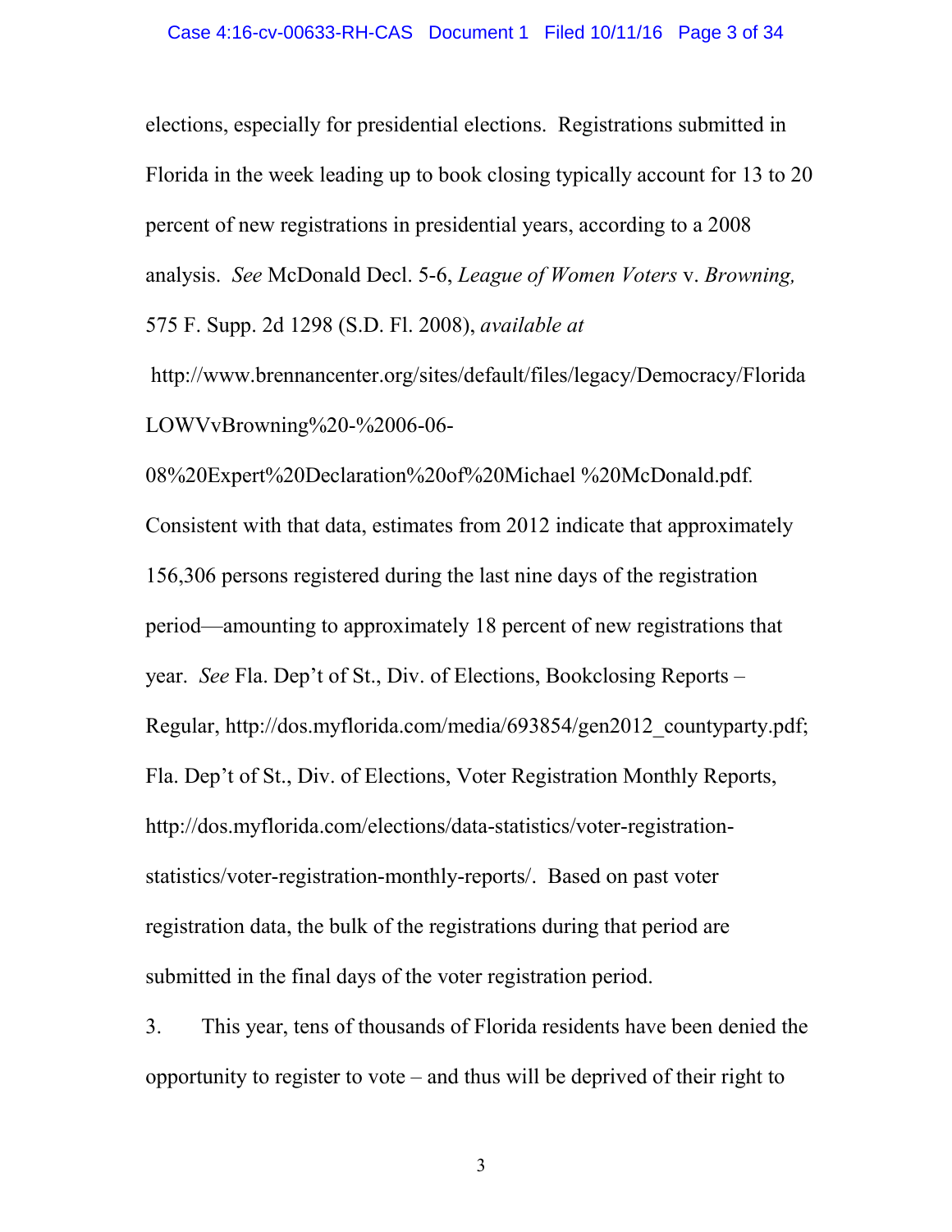elections, especially for presidential elections. Registrations submitted in Florida in the week leading up to book closing typically account for 13 to 20 percent of new registrations in presidential years, according to a 2008 analysis. *See* McDonald Decl. 5-6, *League of Women Voters* v. *Browning,* 575 F. Supp. 2d 1298 (S.D. Fl. 2008), *available at* http://www.brennancenter.org/sites/default/files/legacy/Democracy/FloridaLOWVvBrowning%20-%2006-06-08%20Expert%20Declaration%20of%20Michael %20McDonald.pdf. Consistent with that data, estimates from 2012 indicate that approximately 156,306 persons registered during the last nine days of the registration period—amounting to approximately 18 percent of new registrations that year. *See* Fla. Dep't of St., Div. of Elections, Bookclosing Reports – Regular, http://dos.myflorida.com/media/693854/gen2012_countyparty.pdf; Fla. Dep't of St., Div. of Elections, Voter Registration Monthly Reports, http://dos.myflorida.com/elections/data-statistics/voter-registration-statistics/voter-registration-monthly-reports/. Based on past voter registration data, the bulk of the registrations during that period are submitted in the final days of the voter registration period.

3. This year, tens of thousands of Florida residents have been denied the opportunity to register to vote – and thus will be deprived of their right to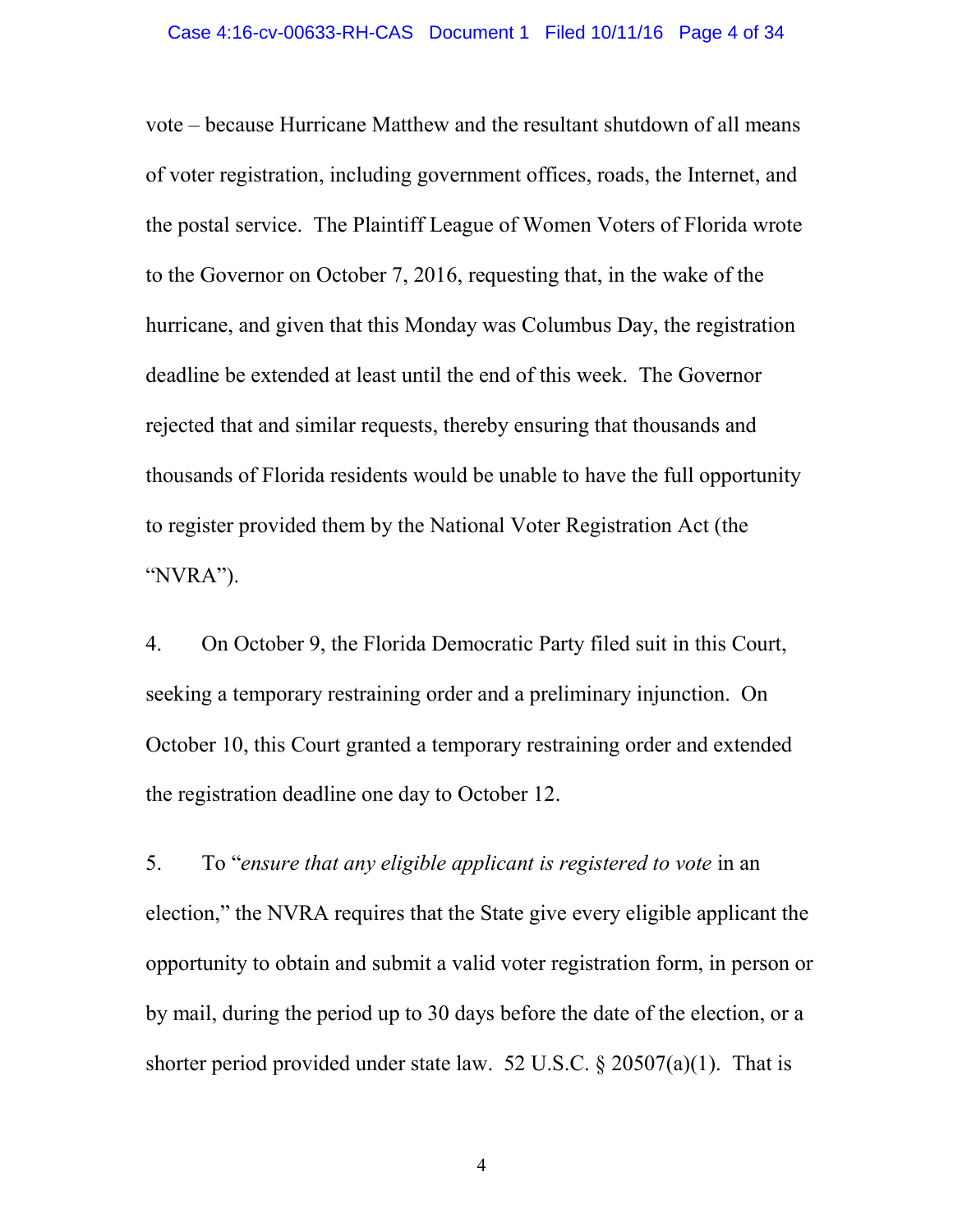vote – because Hurricane Matthew and the resultant shutdown of all means of voter registration, including government offices, roads, the Internet, and the postal service. The Plaintiff League of Women Voters of Florida wrote to the Governor on October 7, 2016, requesting that, in the wake of the hurricane, and given that this Monday was Columbus Day, the registration deadline be extended at least until the end of this week. The Governor rejected that and similar requests, thereby ensuring that thousands and thousands of Florida residents would be unable to have the full opportunity to register provided them by the National Voter Registration Act (the "NVRA").

4. On October 9, the Florida Democratic Party filed suit in this Court, seeking a temporary restraining order and a preliminary injunction. On October 10, this Court granted a temporary restraining order and extended the registration deadline one day to October 12.

5. To "*ensure that any eligible applicant is registered to vote* in an election," the NVRA requires that the State give every eligible applicant the opportunity to obtain and submit a valid voter registration form, in person or by mail, during the period up to 30 days before the date of the election, or a shorter period provided under state law. 52 U.S.C. § 20507(a)(1). That is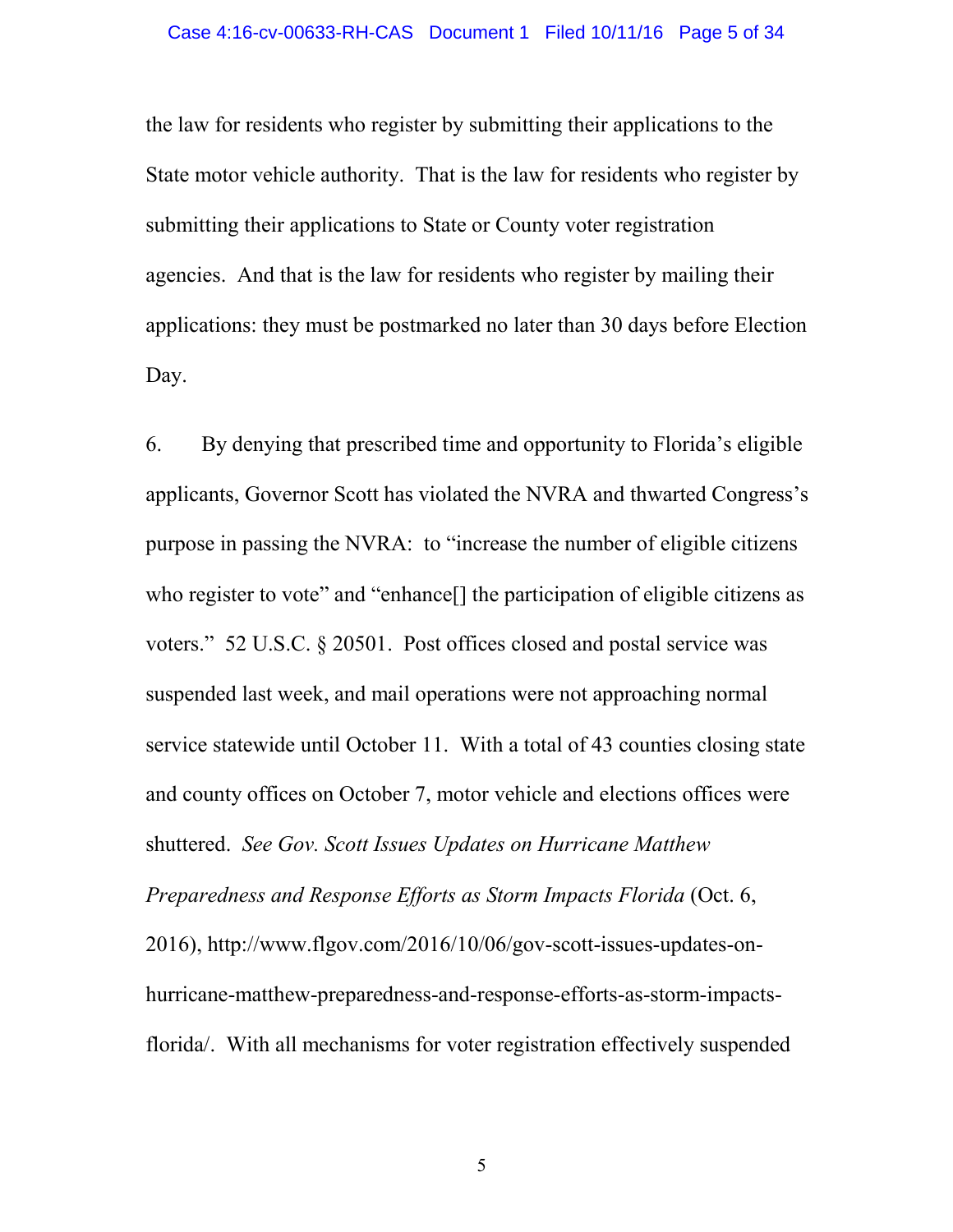the law for residents who register by submitting their applications to the State motor vehicle authority. That is the law for residents who register by submitting their applications to State or County voter registration agencies. And that is the law for residents who register by mailing their applications: they must be postmarked no later than 30 days before Election Day.

6. By denying that prescribed time and opportunity to Florida's eligible applicants, Governor Scott has violated the NVRA and thwarted Congress's purpose in passing the NVRA: to "increase the number of eligible citizens who register to vote" and "enhance[] the participation of eligible citizens as voters." 52 U.S.C. § 20501. Post offices closed and postal service was suspended last week, and mail operations were not approaching normal service statewide until October 11. With a total of 43 counties closing state and county offices on October 7, motor vehicle and elections offices were shuttered. *See Gov. Scott Issues Updates on Hurricane Matthew Preparedness and Response Efforts as Storm Impacts Florida* (Oct. 6, 2016), http://www.flgov.com/2016/10/06/gov-scott-issues-updates-on-hurricane-matthew-preparedness-and-response-efforts-as-storm-impacts-florida/. With all mechanisms for voter registration effectively suspended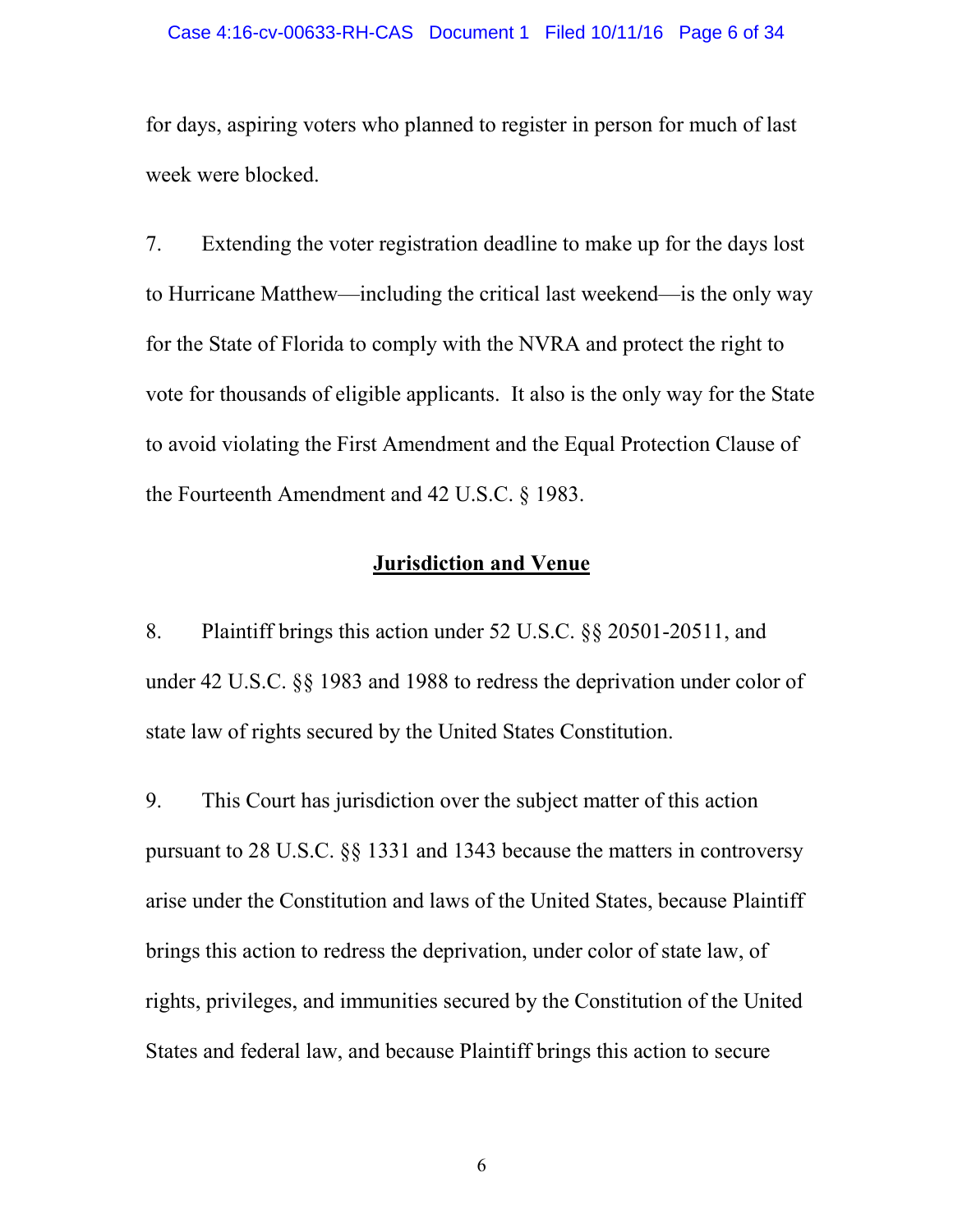for days, aspiring voters who planned to register in person for much of last week were blocked.

7. Extending the voter registration deadline to make up for the days lost to Hurricane Matthew—including the critical last weekend—is the only way for the State of Florida to comply with the NVRA and protect the right to vote for thousands of eligible applicants. It also is the only way for the State to avoid violating the First Amendment and the Equal Protection Clause of the Fourteenth Amendment and 42 U.S.C. § 1983.

## **Jurisdiction and Venue**

8. Plaintiff brings this action under 52 U.S.C. §§ 20501-20511, and under 42 U.S.C. §§ 1983 and 1988 to redress the deprivation under color of state law of rights secured by the United States Constitution.

9. This Court has jurisdiction over the subject matter of this action pursuant to 28 U.S.C. §§ 1331 and 1343 because the matters in controversy arise under the Constitution and laws of the United States, because Plaintiff brings this action to redress the deprivation, under color of state law, of rights, privileges, and immunities secured by the Constitution of the United States and federal law, and because Plaintiff brings this action to secure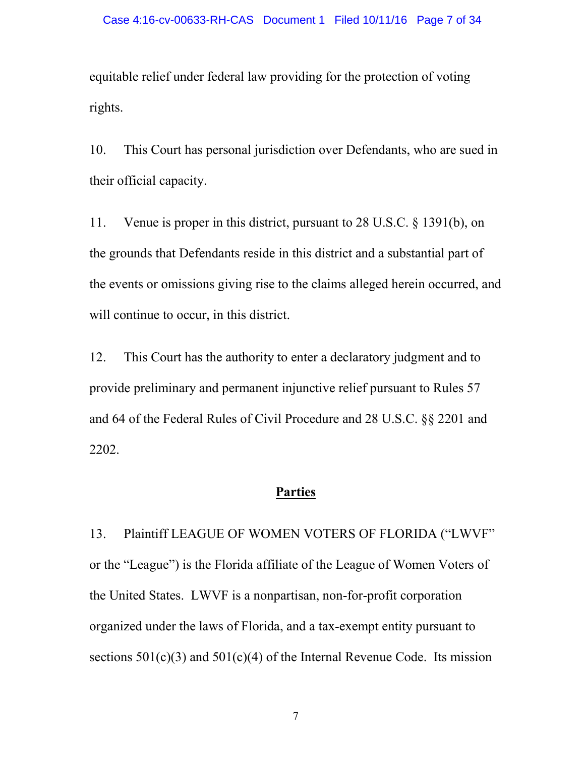equitable relief under federal law providing for the protection of voting rights.

10. This Court has personal jurisdiction over Defendants, who are sued in their official capacity.

11. Venue is proper in this district, pursuant to 28 U.S.C. § 1391(b), on the grounds that Defendants reside in this district and a substantial part of the events or omissions giving rise to the claims alleged herein occurred, and will continue to occur, in this district.

12. This Court has the authority to enter a declaratory judgment and to provide preliminary and permanent injunctive relief pursuant to Rules 57 and 64 of the Federal Rules of Civil Procedure and 28 U.S.C. §§ 2201 and 2202.

## Parties

13. Plaintiff LEAGUE OF WOMEN VOTERS OF FLORIDA ("LWVF" or the "League") is the Florida affiliate of the League of Women Voters of the United States. LWVF is a nonpartisan, non-for-profit corporation organized under the laws of Florida, and a tax-exempt entity pursuant to sections 501(c)(3) and 501(c)(4) of the Internal Revenue Code. Its mission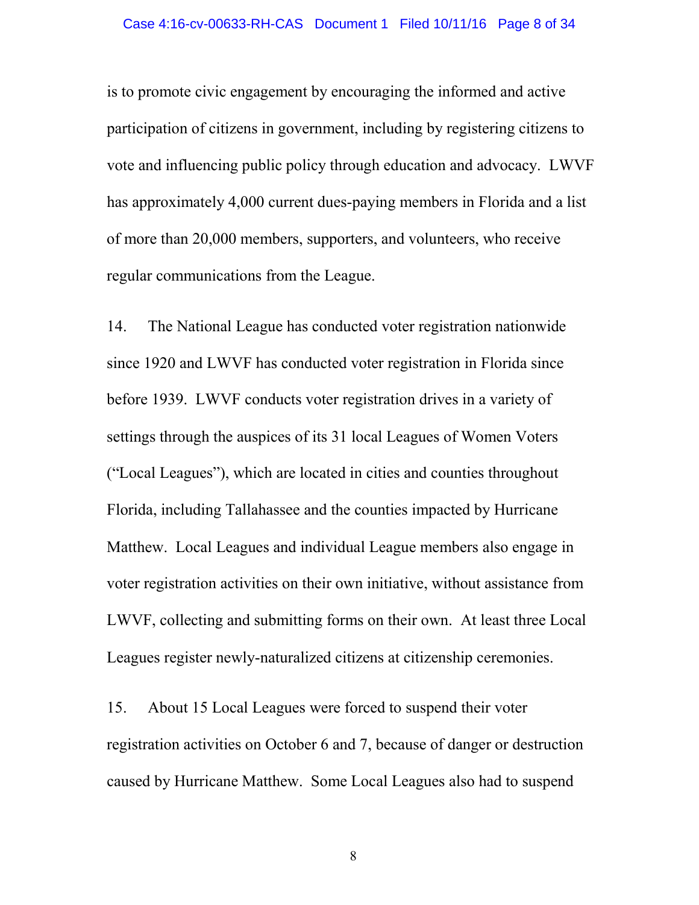is to promote civic engagement by encouraging the informed and active participation of citizens in government, including by registering citizens to vote and influencing public policy through education and advocacy. LWVF has approximately 4,000 current dues-paying members in Florida and a list of more than 20,000 members, supporters, and volunteers, who receive regular communications from the League.

14. The National League has conducted voter registration nationwide since 1920 and LWVF has conducted voter registration in Florida since before 1939. LWVF conducts voter registration drives in a variety of settings through the auspices of its 31 local Leagues of Women Voters ("Local Leagues"), which are located in cities and counties throughout Florida, including Tallahassee and the counties impacted by Hurricane Matthew. Local Leagues and individual League members also engage in voter registration activities on their own initiative, without assistance from LWVF, collecting and submitting forms on their own. At least three Local Leagues register newly-naturalized citizens at citizenship ceremonies.

15. About 15 Local Leagues were forced to suspend their voter registration activities on October 6 and 7, because of danger or destruction caused by Hurricane Matthew. Some Local Leagues also had to suspend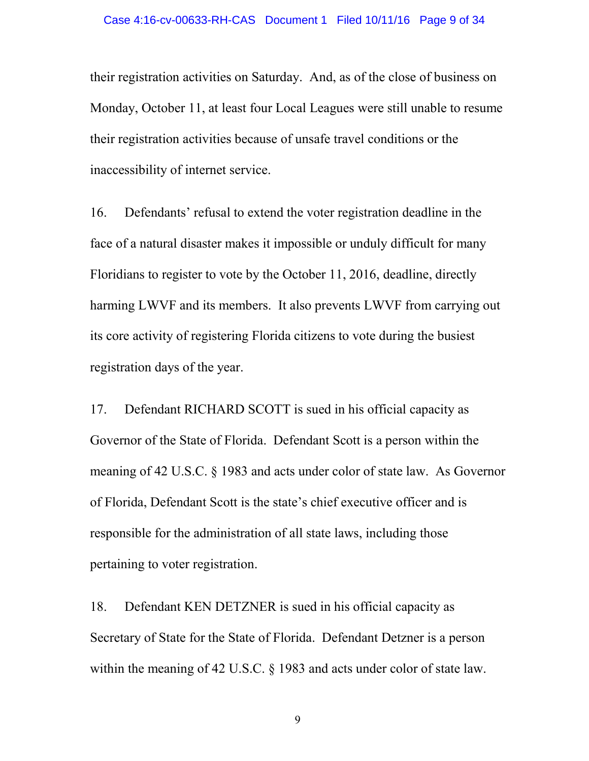their registration activities on Saturday. And, as of the close of business on Monday, October 11, at least four Local Leagues were still unable to resume their registration activities because of unsafe travel conditions or the inaccessibility of internet service.

16. Defendants' refusal to extend the voter registration deadline in the face of a natural disaster makes it impossible or unduly difficult for many Floridians to register to vote by the October 11, 2016, deadline, directly harming LWVF and its members. It also prevents LWVF from carrying out its core activity of registering Florida citizens to vote during the busiest registration days of the year.

17. Defendant RICHARD SCOTT is sued in his official capacity as Governor of the State of Florida. Defendant Scott is a person within the meaning of 42 U.S.C. § 1983 and acts under color of state law. As Governor of Florida, Defendant Scott is the state's chief executive officer and is responsible for the administration of all state laws, including those pertaining to voter registration.

18. Defendant KEN DETZNER is sued in his official capacity as Secretary of State for the State of Florida. Defendant Detzner is a person within the meaning of 42 U.S.C. § 1983 and acts under color of state law.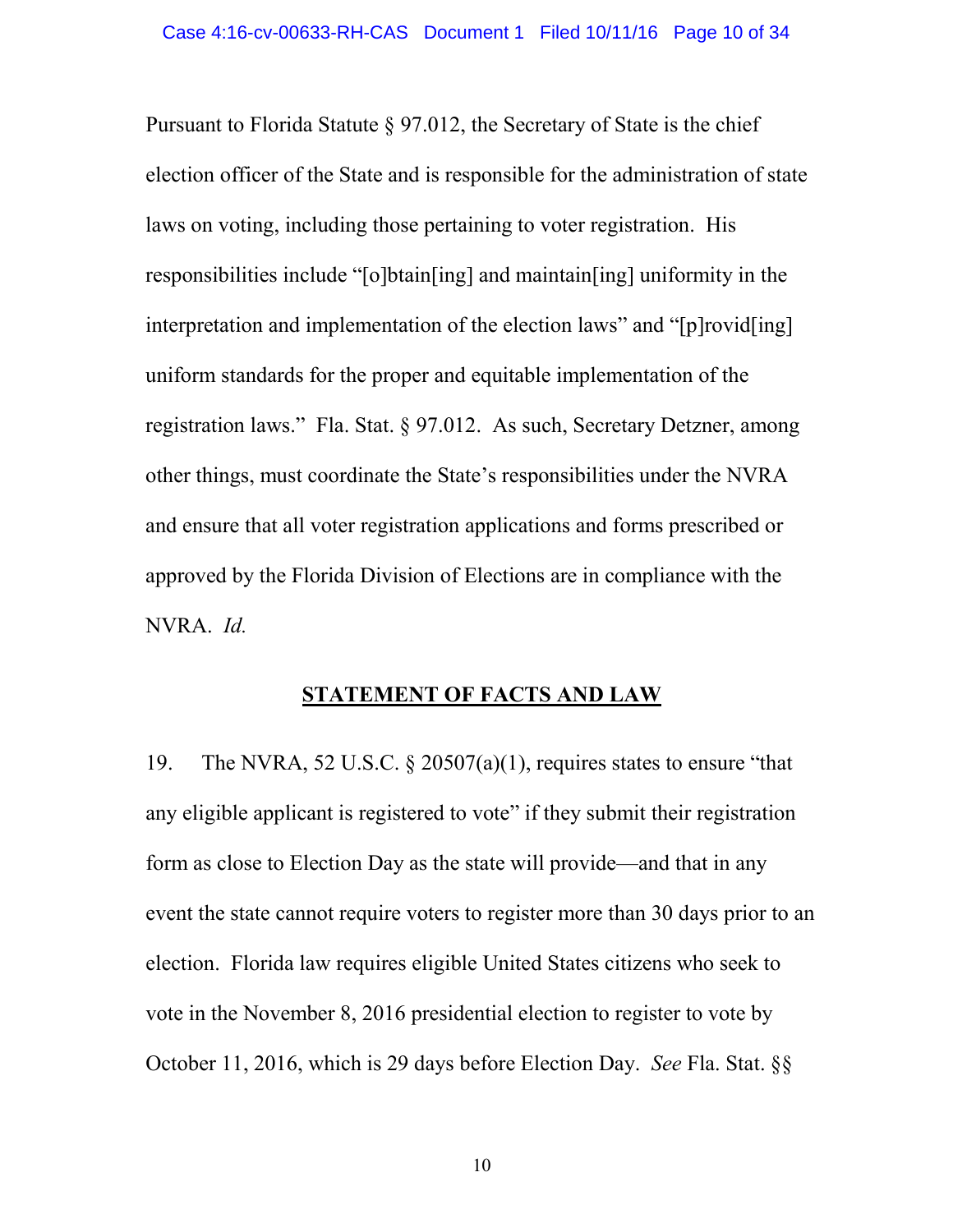Pursuant to Florida Statute § 97.012, the Secretary of State is the chief election officer of the State and is responsible for the administration of state laws on voting, including those pertaining to voter registration. His responsibilities include "[o]btain[ing] and maintain[ing] uniformity in the interpretation and implementation of the election laws" and "[p]rovid[ing] uniform standards for the proper and equitable implementation of the registration laws." Fla. Stat. § 97.012. As such, Secretary Detzner, among other things, must coordinate the State's responsibilities under the NVRA and ensure that all voter registration applications and forms prescribed or approved by the Florida Division of Elections are in compliance with the NVRA. *Id.*

## STATEMENT OF FACTS AND LAW

19. The NVRA, 52 U.S.C. § 20507(a)(1), requires states to ensure "that any eligible applicant is registered to vote" if they submit their registration form as close to Election Day as the state will provide—and that in any event the state cannot require voters to register more than 30 days prior to an election. Florida law requires eligible United States citizens who seek to vote in the November 8, 2016 presidential election to register to vote by October 11, 2016, which is 29 days before Election Day. *See* Fla. Stat. §§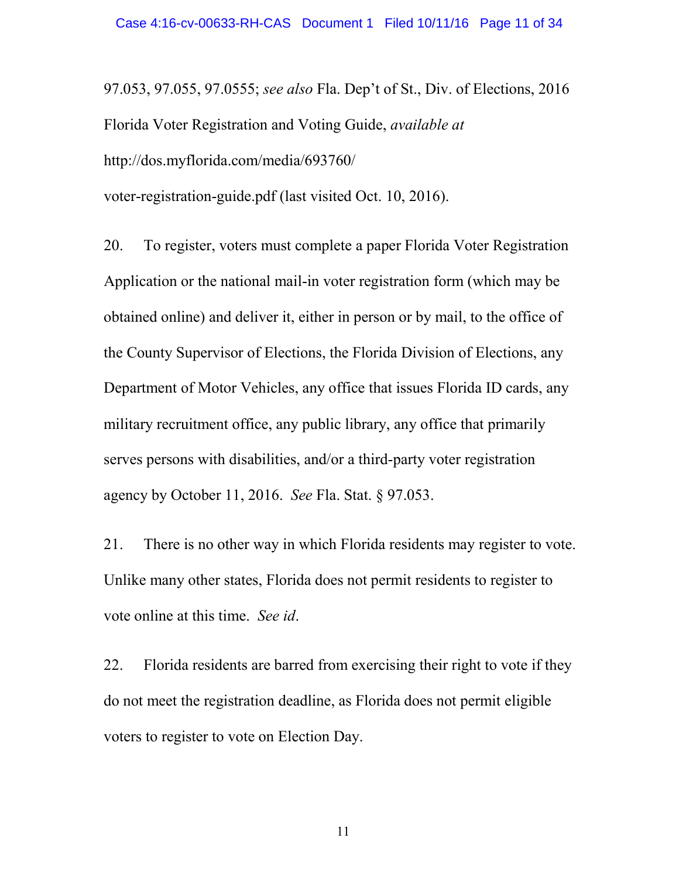97.053, 97.055, 97.0555; *see also* Fla. Dep't of St., Div. of Elections, 2016 Florida Voter Registration and Voting Guide, *available at* http://dos.myflorida.com/media/693760/ voter-registration-guide.pdf (last visited Oct. 10, 2016).

20. To register, voters must complete a paper Florida Voter Registration Application or the national mail-in voter registration form (which may be obtained online) and deliver it, either in person or by mail, to the office of the County Supervisor of Elections, the Florida Division of Elections, any Department of Motor Vehicles, any office that issues Florida ID cards, any military recruitment office, any public library, any office that primarily serves persons with disabilities, and/or a third-party voter registration agency by October 11, 2016. *See* Fla. Stat. § 97.053.

21. There is no other way in which Florida residents may register to vote. Unlike many other states, Florida does not permit residents to register to vote online at this time. *See id*.

22. Florida residents are barred from exercising their right to vote if they do not meet the registration deadline, as Florida does not permit eligible voters to register to vote on Election Day.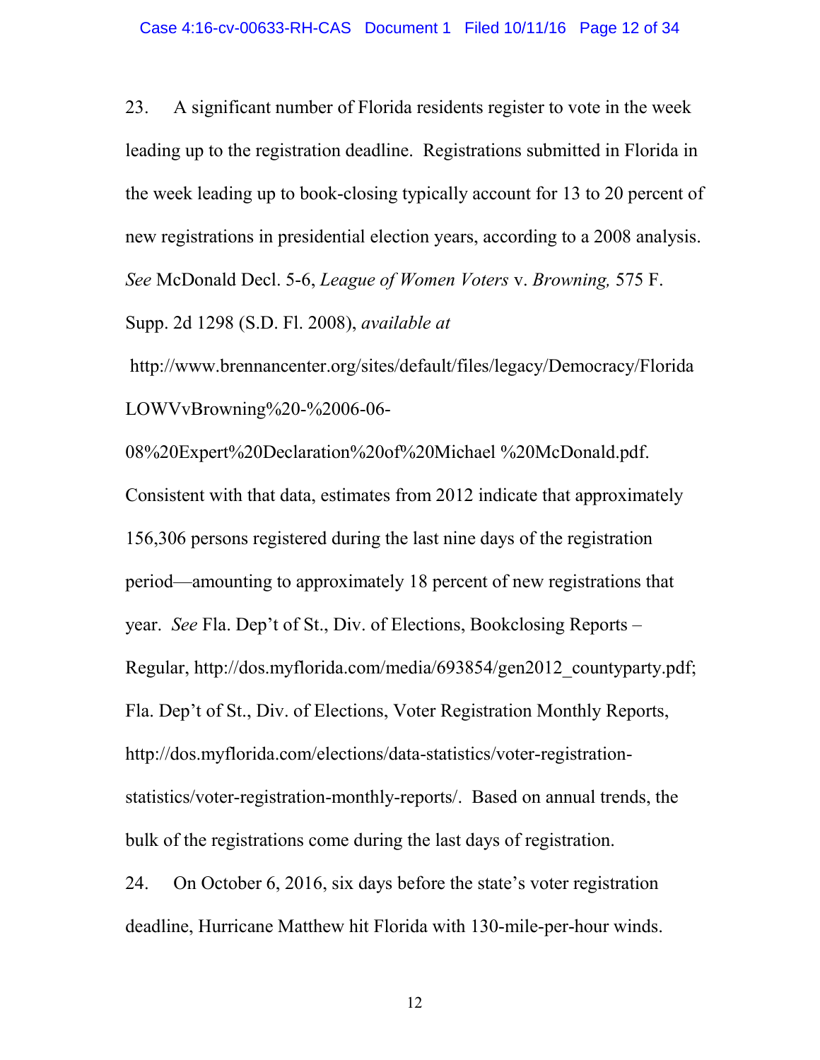23. A significant number of Florida residents register to vote in the week leading up to the registration deadline. Registrations submitted in Florida in the week leading up to book-closing typically account for 13 to 20 percent of new registrations in presidential election years, according to a 2008 analysis. *See* McDonald Decl. 5-6, *League of Women Voters* v. *Browning,* 575 F. Supp. 2d 1298 (S.D. Fl. 2008), *available at* http://www.brennancenter.org/sites/default/files/legacy/Democracy/FloridaLOWVvBrowning%20-%2006-06-08%20Expert%20Declaration%20of%20Michael %20McDonald.pdf. Consistent with that data, estimates from 2012 indicate that approximately 156,306 persons registered during the last nine days of the registration period—amounting to approximately 18 percent of new registrations that year. *See* Fla. Dep't of St., Div. of Elections, Bookclosing Reports – Regular, http://dos.myflorida.com/media/693854/gen2012_countyparty.pdf; Fla. Dep't of St., Div. of Elections, Voter Registration Monthly Reports, http://dos.myflorida.com/elections/data-statistics/voter-registration-statistics/voter-registration-monthly-reports/. Based on annual trends, the bulk of the registrations come during the last days of registration.

24. On October 6, 2016, six days before the state's voter registration deadline, Hurricane Matthew hit Florida with 130-mile-per-hour winds.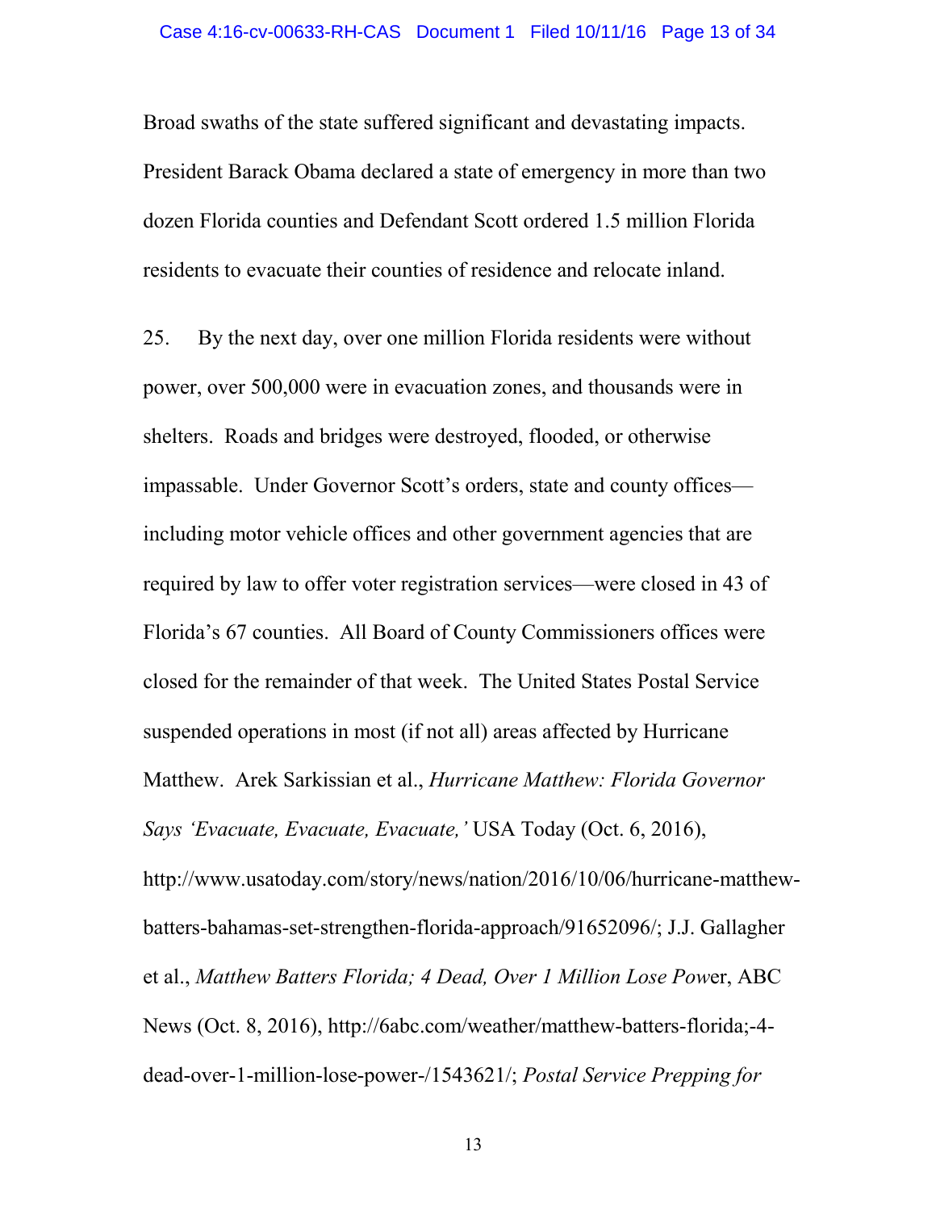Broad swaths of the state suffered significant and devastating impacts. President Barack Obama declared a state of emergency in more than two dozen Florida counties and Defendant Scott ordered 1.5 million Florida residents to evacuate their counties of residence and relocate inland.

25. By the next day, over one million Florida residents were without power, over 500,000 were in evacuation zones, and thousands were in shelters. Roads and bridges were destroyed, flooded, or otherwise impassable. Under Governor Scott's orders, state and county offices—including motor vehicle offices and other government agencies that are required by law to offer voter registration services—were closed in 43 of Florida's 67 counties. All Board of County Commissioners offices were closed for the remainder of that week. The United States Postal Service suspended operations in most (if not all) areas affected by Hurricane Matthew. Arek Sarkissian et al., *Hurricane Matthew: Florida Governor Says 'Evacuate, Evacuate, Evacuate,'* USA Today (Oct. 6, 2016), http://www.usatoday.com/story/news/nation/2016/10/06/hurricane-matthew-batters-bahamas-set-strengthen-florida-approach/91652096/; J.J. Gallagher et al., *Matthew Batters Florida; 4 Dead, Over 1 Million Lose Power*, ABC News (Oct. 8, 2016), http://6abc.com/weather/matthew-batters-florida;-4-dead-over-1-million-lose-power-/1543621/; *Postal Service Prepping for*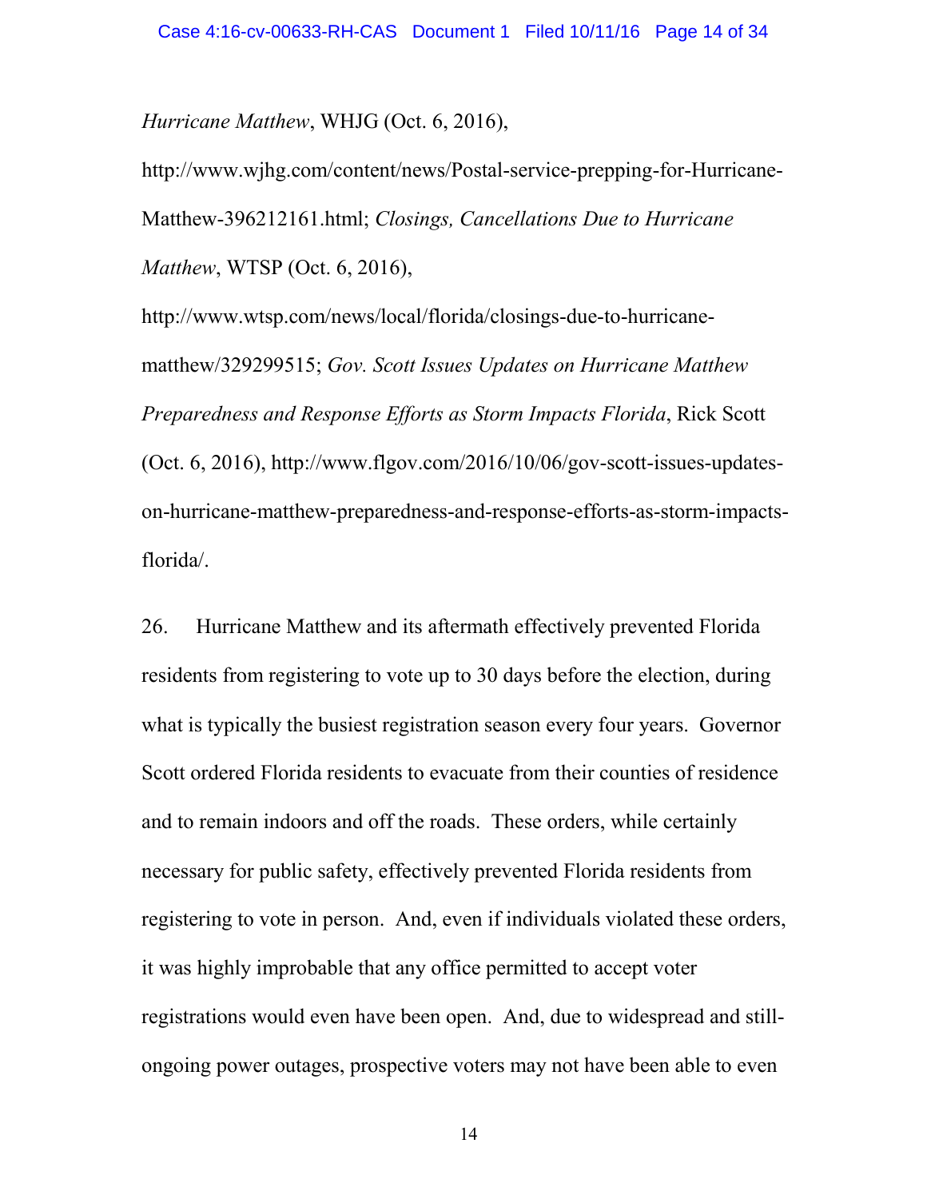*Hurricane Matthew*, WHJG (Oct. 6, 2016), http://www.wjhg.com/content/news/Postal-service-prepping-for-Hurricane-Matthew-396212161.html; *Closings, Cancellations Due to Hurricane Matthew*, WTSP (Oct. 6, 2016), http://www.wtsp.com/news/local/florida/closings-due-to-hurricane-matthew/329299515; *Gov. Scott Issues Updates on Hurricane Matthew Preparedness and Response Efforts as Storm Impacts Florida*, Rick Scott (Oct. 6, 2016), http://www.flgov.com/2016/10/06/gov-scott-issues-updates-on-hurricane-matthew-preparedness-and-response-efforts-as-storm-impacts-florida/.

26. Hurricane Matthew and its aftermath effectively prevented Florida residents from registering to vote up to 30 days before the election, during what is typically the busiest registration season every four years. Governor Scott ordered Florida residents to evacuate from their counties of residence and to remain indoors and off the roads. These orders, while certainly necessary for public safety, effectively prevented Florida residents from registering to vote in person. And, even if individuals violated these orders, it was highly improbable that any office permitted to accept voter registrations would even have been open. And, due to widespread and still-ongoing power outages, prospective voters may not have been able to even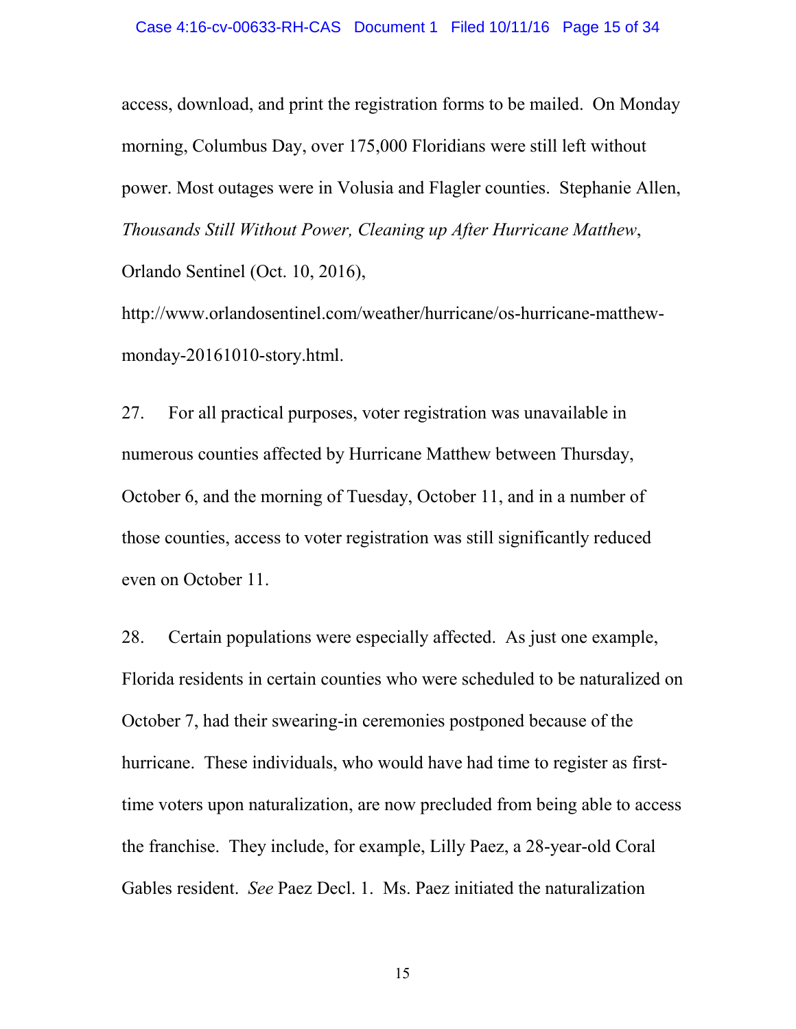access, download, and print the registration forms to be mailed. On Monday morning, Columbus Day, over 175,000 Floridians were still left without power. Most outages were in Volusia and Flagler counties. Stephanie Allen, *Thousands Still Without Power, Cleaning up After Hurricane Matthew*, Orlando Sentinel (Oct. 10, 2016), http://www.orlandosentinel.com/weather/hurricane/os-hurricane-matthew-monday-20161010-story.html.

27. For all practical purposes, voter registration was unavailable in numerous counties affected by Hurricane Matthew between Thursday, October 6, and the morning of Tuesday, October 11, and in a number of those counties, access to voter registration was still significantly reduced even on October 11.

28. Certain populations were especially affected. As just one example, Florida residents in certain counties who were scheduled to be naturalized on October 7, had their swearing-in ceremonies postponed because of the hurricane. These individuals, who would have had time to register as first-time voters upon naturalization, are now precluded from being able to access the franchise. They include, for example, Lilly Paez, a 28-year-old Coral Gables resident. *See* Paez Decl. 1. Ms. Paez initiated the naturalization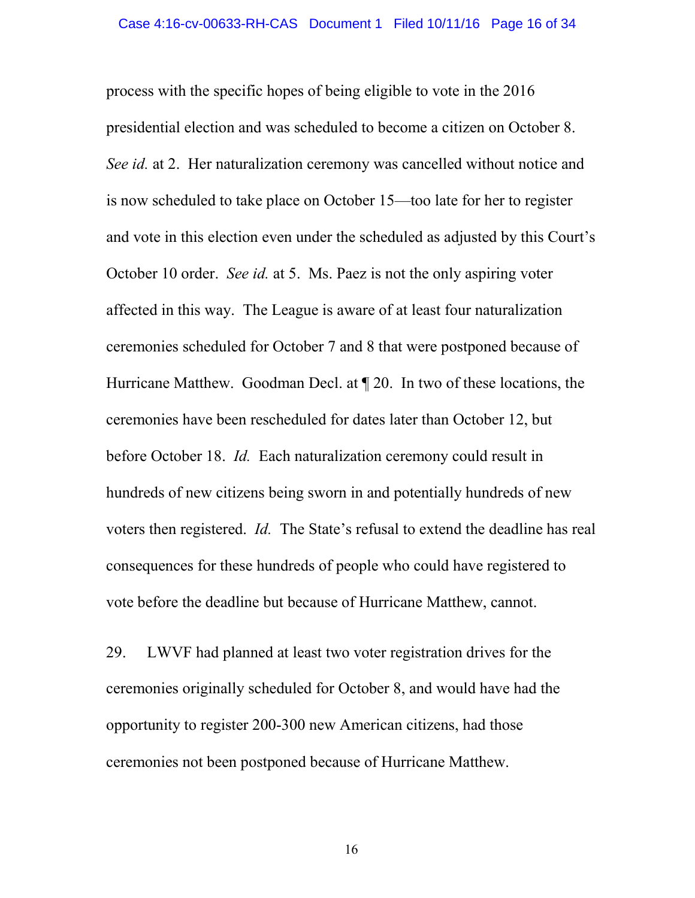process with the specific hopes of being eligible to vote in the 2016 presidential election and was scheduled to become a citizen on October 8. *See id.* at 2. Her naturalization ceremony was cancelled without notice and is now scheduled to take place on October 15—too late for her to register and vote in this election even under the scheduled as adjusted by this Court's October 10 order. *See id.* at 5. Ms. Paez is not the only aspiring voter affected in this way. The League is aware of at least four naturalization ceremonies scheduled for October 7 and 8 that were postponed because of Hurricane Matthew. Goodman Decl. at ¶ 20. In two of these locations, the ceremonies have been rescheduled for dates later than October 12, but before October 18. *Id.* Each naturalization ceremony could result in hundreds of new citizens being sworn in and potentially hundreds of new voters then registered. *Id.* The State's refusal to extend the deadline has real consequences for these hundreds of people who could have registered to vote before the deadline but because of Hurricane Matthew, cannot.

29. LWVF had planned at least two voter registration drives for the ceremonies originally scheduled for October 8, and would have had the opportunity to register 200-300 new American citizens, had those ceremonies not been postponed because of Hurricane Matthew.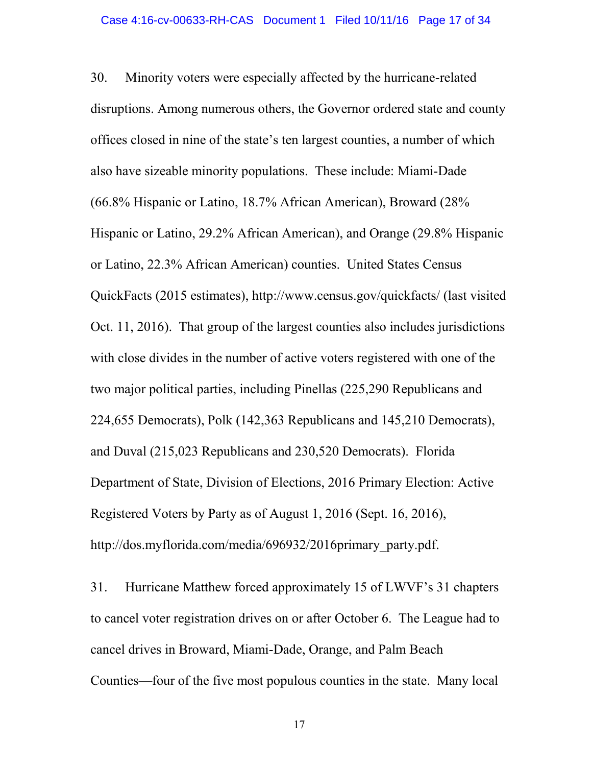30. Minority voters were especially affected by the hurricane-related disruptions. Among numerous others, the Governor ordered state and county offices closed in nine of the state's ten largest counties, a number of which also have sizeable minority populations. These include: Miami-Dade (66.8% Hispanic or Latino, 18.7% African American), Broward (28% Hispanic or Latino, 29.2% African American), and Orange (29.8% Hispanic or Latino, 22.3% African American) counties. United States Census QuickFacts (2015 estimates), http://www.census.gov/quickfacts/ (last visited Oct. 11, 2016). That group of the largest counties also includes jurisdictions with close divides in the number of active voters registered with one of the two major political parties, including Pinellas (225,290 Republicans and 224,655 Democrats), Polk (142,363 Republicans and 145,210 Democrats), and Duval (215,023 Republicans and 230,520 Democrats). Florida Department of State, Division of Elections, 2016 Primary Election: Active Registered Voters by Party as of August 1, 2016 (Sept. 16, 2016), http://dos.myflorida.com/media/696932/2016primary_party.pdf.

31. Hurricane Matthew forced approximately 15 of LWVF's 31 chapters to cancel voter registration drives on or after October 6. The League had to cancel drives in Broward, Miami-Dade, Orange, and Palm Beach Counties—four of the five most populous counties in the state. Many local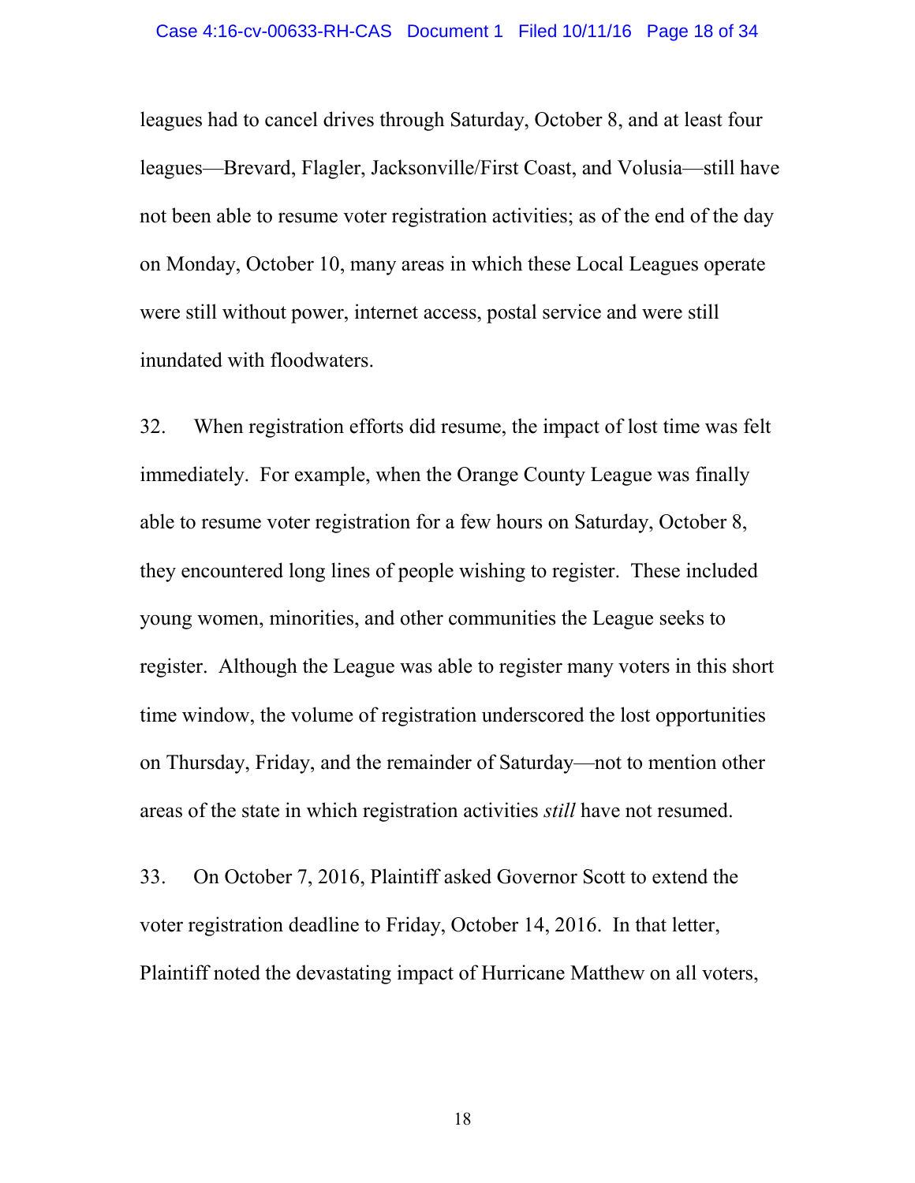leagues had to cancel drives through Saturday, October 8, and at least four leagues—Brevard, Flagler, Jacksonville/First Coast, and Volusia—still have not been able to resume voter registration activities; as of the end of the day on Monday, October 10, many areas in which these Local Leagues operate were still without power, internet access, postal service and were still inundated with floodwaters.

32. When registration efforts did resume, the impact of lost time was felt immediately. For example, when the Orange County League was finally able to resume voter registration for a few hours on Saturday, October 8, they encountered long lines of people wishing to register. These included young women, minorities, and other communities the League seeks to register. Although the League was able to register many voters in this short time window, the volume of registration underscored the lost opportunities on Thursday, Friday, and the remainder of Saturday—not to mention other areas of the state in which registration activities *still* have not resumed.

33. On October 7, 2016, Plaintiff asked Governor Scott to extend the voter registration deadline to Friday, October 14, 2016. In that letter, Plaintiff noted the devastating impact of Hurricane Matthew on all voters,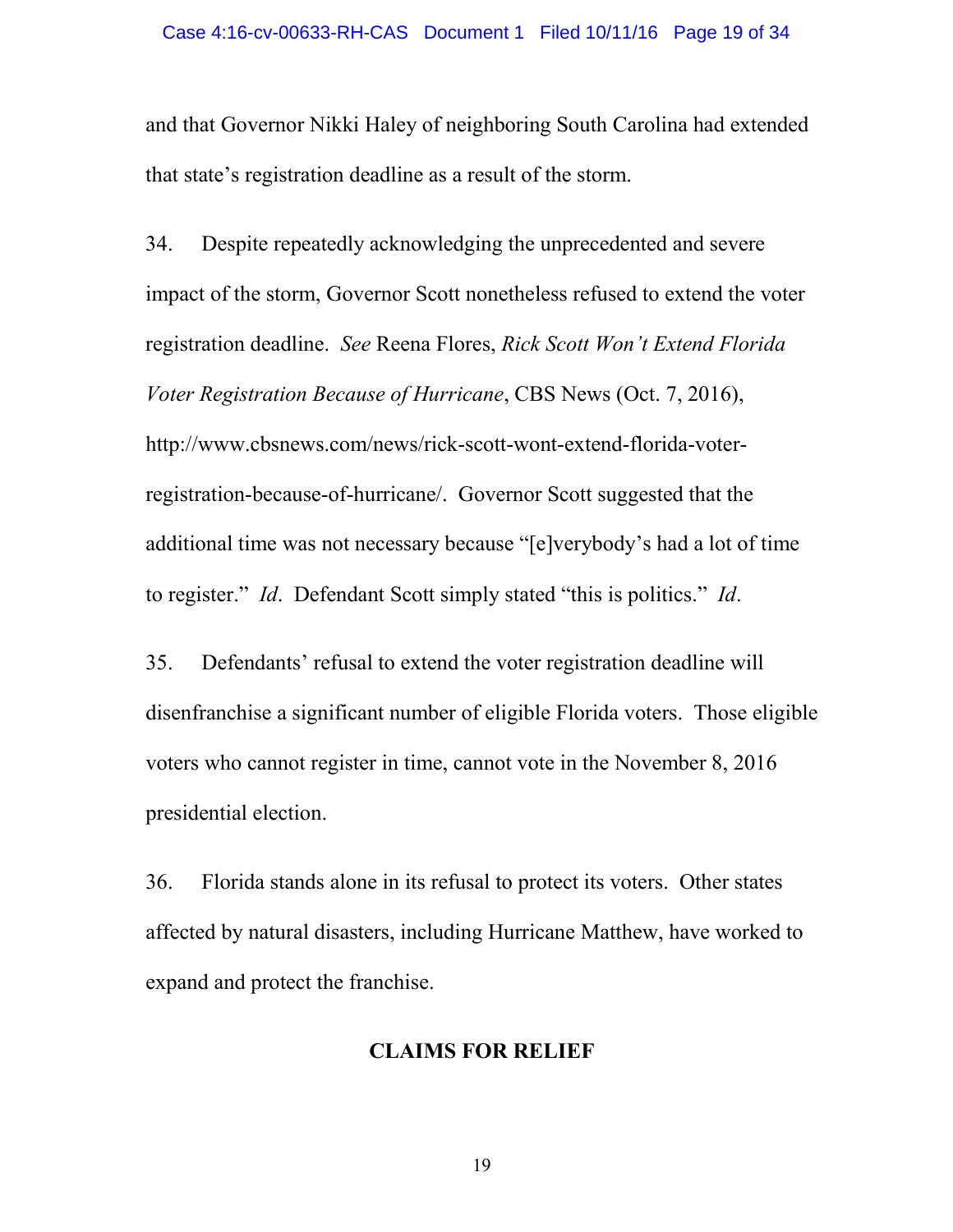and that Governor Nikki Haley of neighboring South Carolina had extended that state's registration deadline as a result of the storm.

34. Despite repeatedly acknowledging the unprecedented and severe impact of the storm, Governor Scott nonetheless refused to extend the voter registration deadline. *See* Reena Flores, *Rick Scott Won't Extend Florida Voter Registration Because of Hurricane*, CBS News (Oct. 7, 2016), http://www.cbsnews.com/news/rick-scott-wont-extend-florida-voter-registration-because-of-hurricane/. Governor Scott suggested that the additional time was not necessary because "[e]verybody's had a lot of time to register." *Id*. Defendant Scott simply stated "this is politics." *Id*.

35. Defendants' refusal to extend the voter registration deadline will disenfranchise a significant number of eligible Florida voters. Those eligible voters who cannot register in time, cannot vote in the November 8, 2016 presidential election.

36. Florida stands alone in its refusal to protect its voters. Other states affected by natural disasters, including Hurricane Matthew, have worked to expand and protect the franchise.

## CLAIMS FOR RELIEF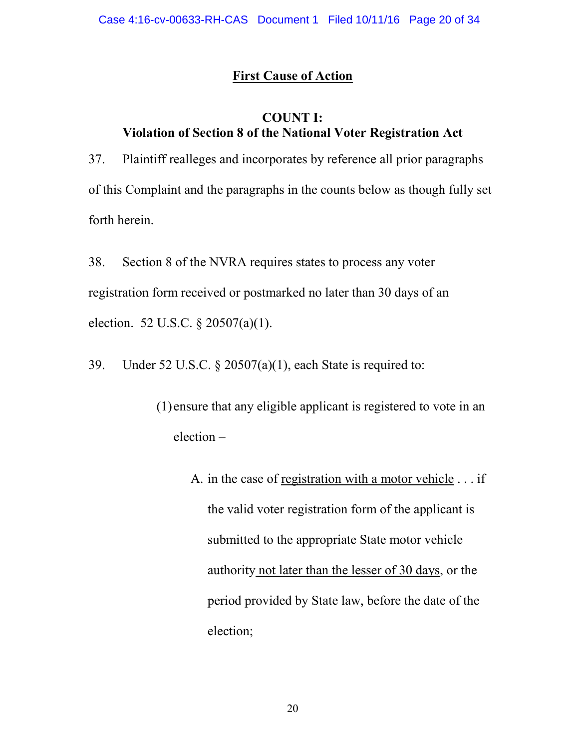## First Cause of Action

### COUNT I:
### Violation of Section 8 of the National Voter Registration Act

37. Plaintiff realleges and incorporates by reference all prior paragraphs of this Complaint and the paragraphs in the counts below as though fully set forth herein.

38. Section 8 of the NVRA requires states to process any voter registration form received or postmarked no later than 30 days of an election. 52 U.S.C. § 20507(a)(1).

39. Under 52 U.S.C. § 20507(a)(1), each State is required to:

> (1) ensure that any eligible applicant is registered to vote in an election –
>
> > A. in the case of <u>registration with a motor vehicle</u> . . . if the valid voter registration form of the applicant is submitted to the appropriate State motor vehicle authority <u>not later than the lesser of 30 days</u>, or the period provided by State law, before the date of the election;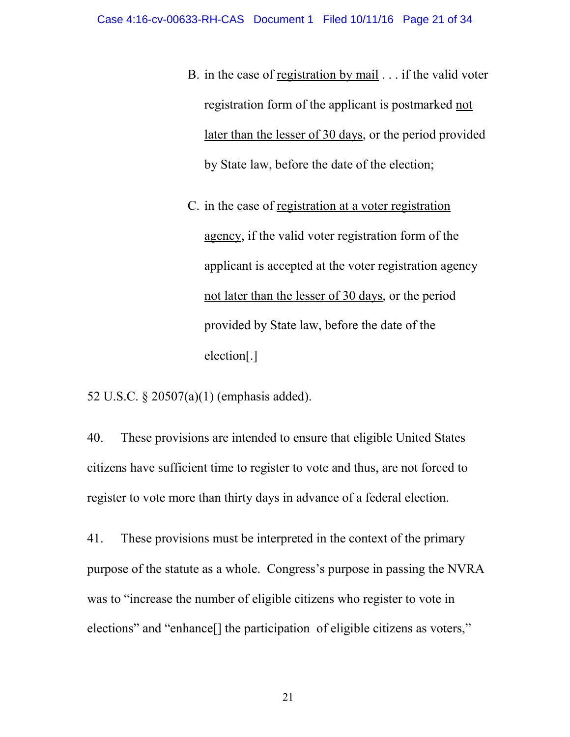> B. in the case of <u>registration by mail</u> . . . if the valid voter registration form of the applicant is postmarked <u>not later than the lesser of 30 days</u>, or the period provided by State law, before the date of the election;
>
> C. in the case of <u>registration at a voter registration agency</u>, if the valid voter registration form of the applicant is accepted at the voter registration agency <u>not later than the lesser of 30 days</u>, or the period provided by State law, before the date of the election[.]

52 U.S.C. § 20507(a)(1) (emphasis added).

40. These provisions are intended to ensure that eligible United States citizens have sufficient time to register to vote and thus, are not forced to register to vote more than thirty days in advance of a federal election.

41. These provisions must be interpreted in the context of the primary purpose of the statute as a whole. Congress's purpose in passing the NVRA was to "increase the number of eligible citizens who register to vote in elections" and "enhance[] the participation of eligible citizens as voters,"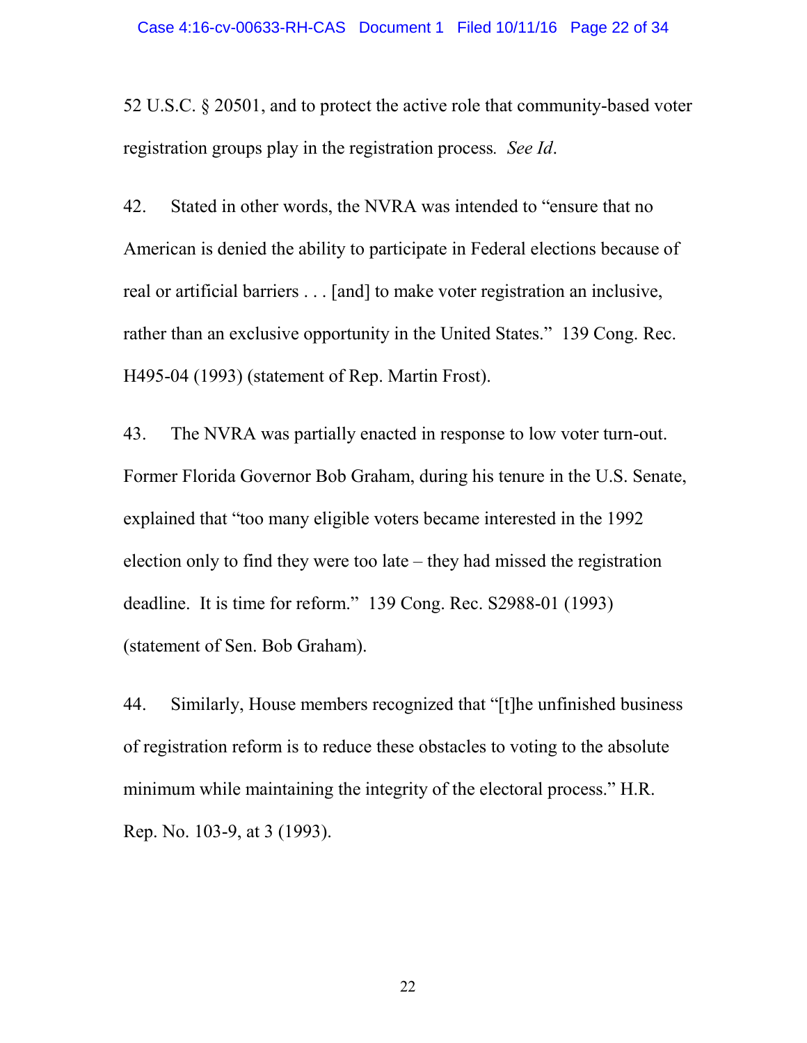52 U.S.C. § 20501, and to protect the active role that community-based voter registration groups play in the registration process. *See Id*.

42. Stated in other words, the NVRA was intended to "ensure that no American is denied the ability to participate in Federal elections because of real or artificial barriers . . . [and] to make voter registration an inclusive, rather than an exclusive opportunity in the United States." 139 Cong. Rec. H495-04 (1993) (statement of Rep. Martin Frost).

43. The NVRA was partially enacted in response to low voter turn-out. Former Florida Governor Bob Graham, during his tenure in the U.S. Senate, explained that "too many eligible voters became interested in the 1992 election only to find they were too late – they had missed the registration deadline. It is time for reform." 139 Cong. Rec. S2988-01 (1993) (statement of Sen. Bob Graham).

44. Similarly, House members recognized that "[t]he unfinished business of registration reform is to reduce these obstacles to voting to the absolute minimum while maintaining the integrity of the electoral process." H.R. Rep. No. 103-9, at 3 (1993).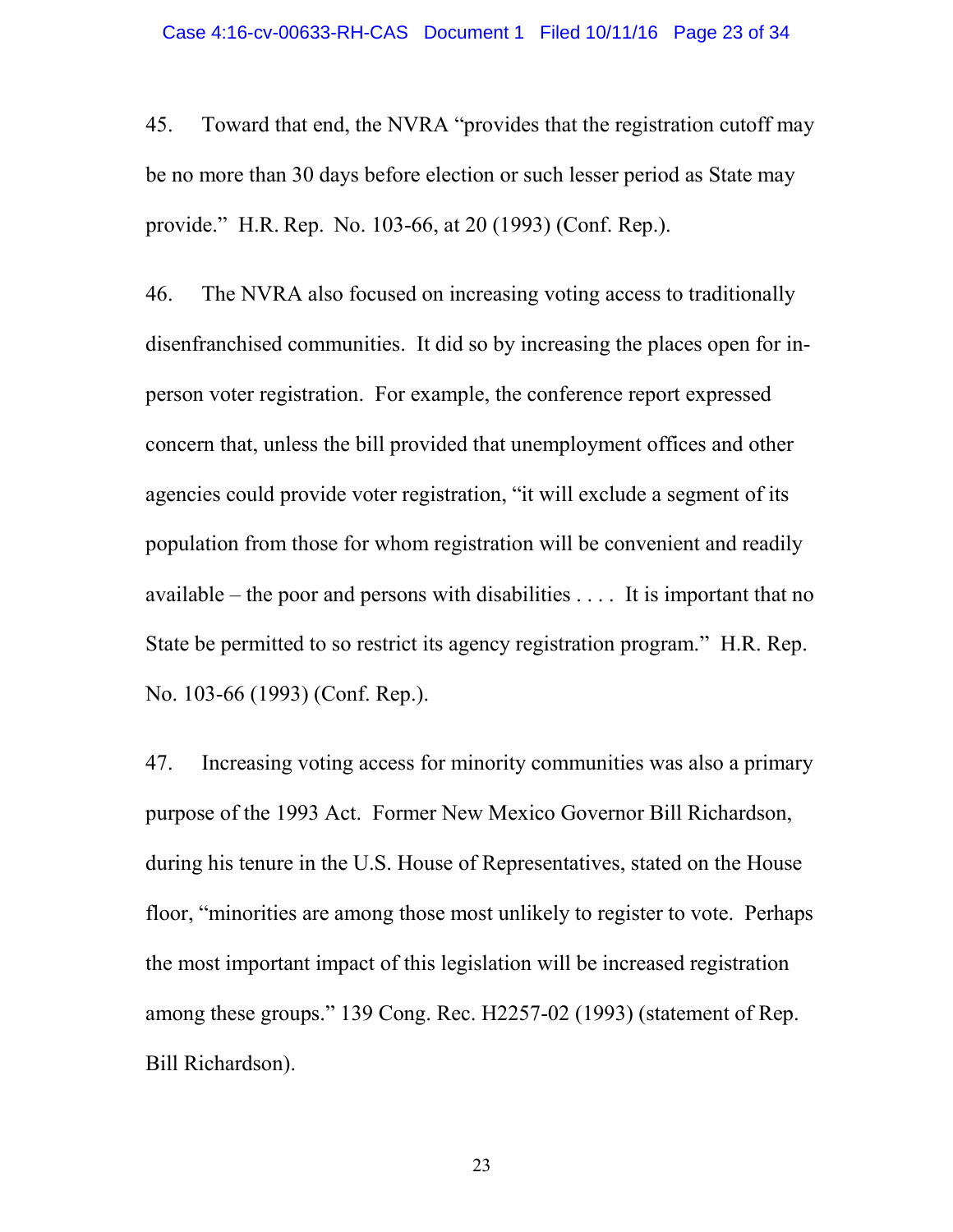45. Toward that end, the NVRA "provides that the registration cutoff may be no more than 30 days before election or such lesser period as State may provide." H.R. Rep. No. 103-66, at 20 (1993) (Conf. Rep.).

46. The NVRA also focused on increasing voting access to traditionally disenfranchised communities. It did so by increasing the places open for in-person voter registration. For example, the conference report expressed concern that, unless the bill provided that unemployment offices and other agencies could provide voter registration, "it will exclude a segment of its population from those for whom registration will be convenient and readily available – the poor and persons with disabilities . . . . It is important that no State be permitted to so restrict its agency registration program." H.R. Rep. No. 103-66 (1993) (Conf. Rep.).

47. Increasing voting access for minority communities was also a primary purpose of the 1993 Act. Former New Mexico Governor Bill Richardson, during his tenure in the U.S. House of Representatives, stated on the House floor, "minorities are among those most unlikely to register to vote. Perhaps the most important impact of this legislation will be increased registration among these groups." 139 Cong. Rec. H2257-02 (1993) (statement of Rep. Bill Richardson).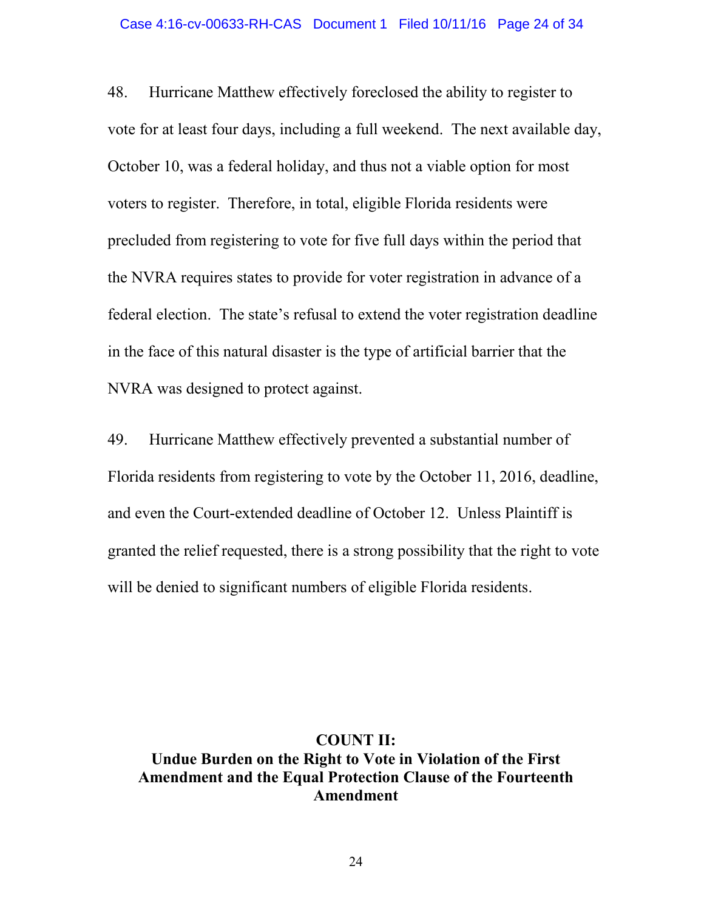48. Hurricane Matthew effectively foreclosed the ability to register to vote for at least four days, including a full weekend. The next available day, October 10, was a federal holiday, and thus not a viable option for most voters to register. Therefore, in total, eligible Florida residents were precluded from registering to vote for five full days within the period that the NVRA requires states to provide for voter registration in advance of a federal election. The state's refusal to extend the voter registration deadline in the face of this natural disaster is the type of artificial barrier that the NVRA was designed to protect against.

49. Hurricane Matthew effectively prevented a substantial number of Florida residents from registering to vote by the October 11, 2016, deadline, and even the Court-extended deadline of October 12. Unless Plaintiff is granted the relief requested, there is a strong possibility that the right to vote will be denied to significant numbers of eligible Florida residents.

## COUNT II:
## Undue Burden on the Right to Vote in Violation of the First Amendment and the Equal Protection Clause of the Fourteenth Amendment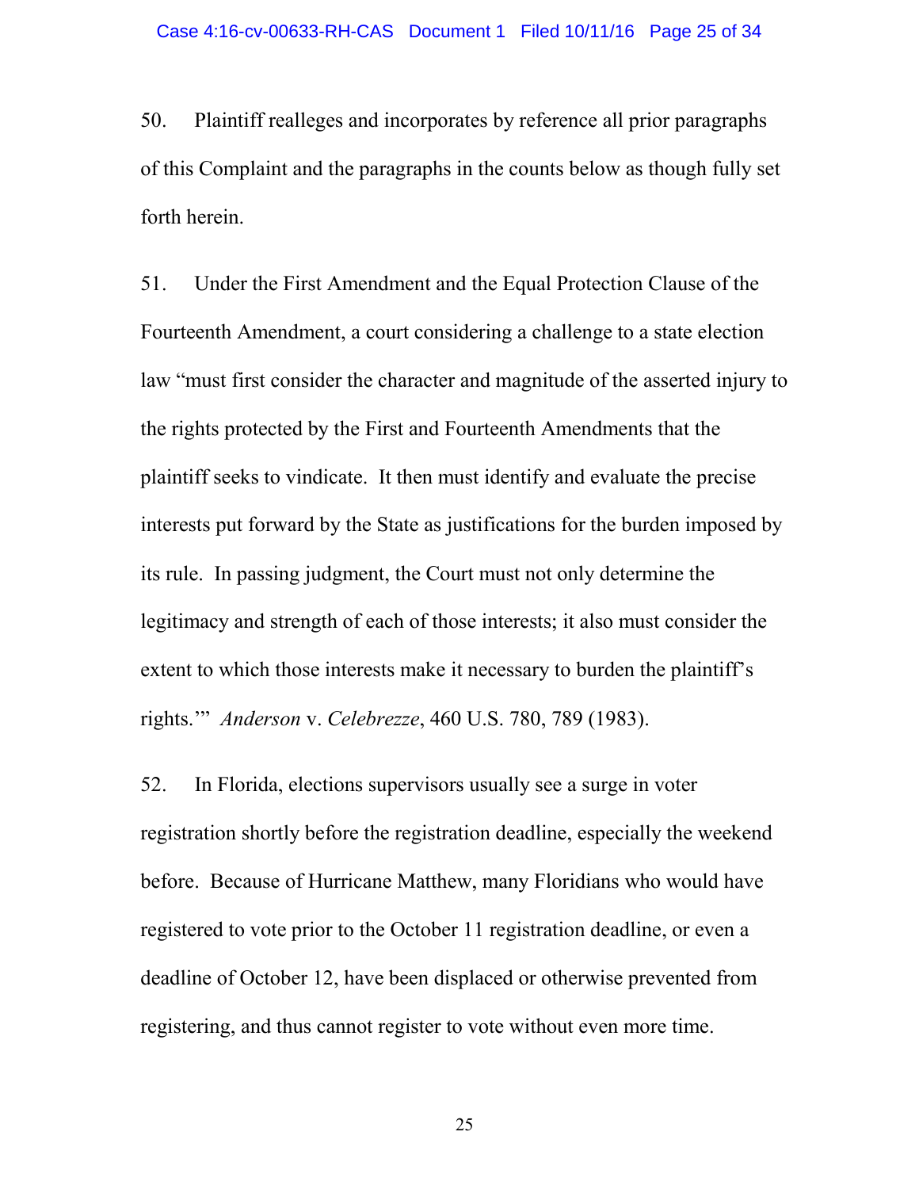50. Plaintiff realleges and incorporates by reference all prior paragraphs of this Complaint and the paragraphs in the counts below as though fully set forth herein.

51. Under the First Amendment and the Equal Protection Clause of the Fourteenth Amendment, a court considering a challenge to a state election law "must first consider the character and magnitude of the asserted injury to the rights protected by the First and Fourteenth Amendments that the plaintiff seeks to vindicate. It then must identify and evaluate the precise interests put forward by the State as justifications for the burden imposed by its rule. In passing judgment, the Court must not only determine the legitimacy and strength of each of those interests; it also must consider the extent to which those interests make it necessary to burden the plaintiff's rights.'" *Anderson* v. *Celebrezze*, 460 U.S. 780, 789 (1983).

52. In Florida, elections supervisors usually see a surge in voter registration shortly before the registration deadline, especially the weekend before. Because of Hurricane Matthew, many Floridians who would have registered to vote prior to the October 11 registration deadline, or even a deadline of October 12, have been displaced or otherwise prevented from registering, and thus cannot register to vote without even more time.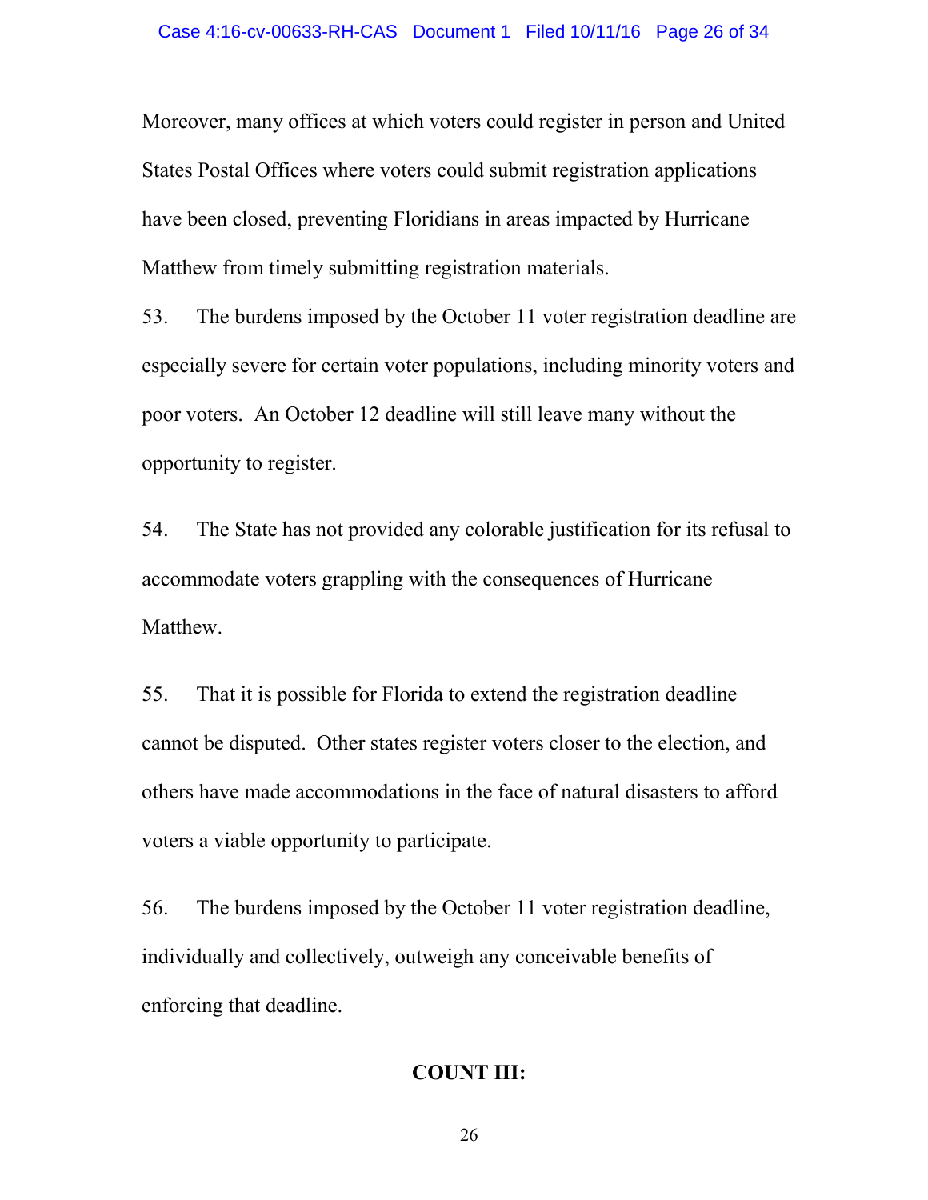Moreover, many offices at which voters could register in person and United States Postal Offices where voters could submit registration applications have been closed, preventing Floridians in areas impacted by Hurricane Matthew from timely submitting registration materials.

53. The burdens imposed by the October 11 voter registration deadline are especially severe for certain voter populations, including minority voters and poor voters. An October 12 deadline will still leave many without the opportunity to register.

54. The State has not provided any colorable justification for its refusal to accommodate voters grappling with the consequences of Hurricane Matthew.

55. That it is possible for Florida to extend the registration deadline cannot be disputed. Other states register voters closer to the election, and others have made accommodations in the face of natural disasters to afford voters a viable opportunity to participate.

56. The burdens imposed by the October 11 voter registration deadline, individually and collectively, outweigh any conceivable benefits of enforcing that deadline.

## COUNT III: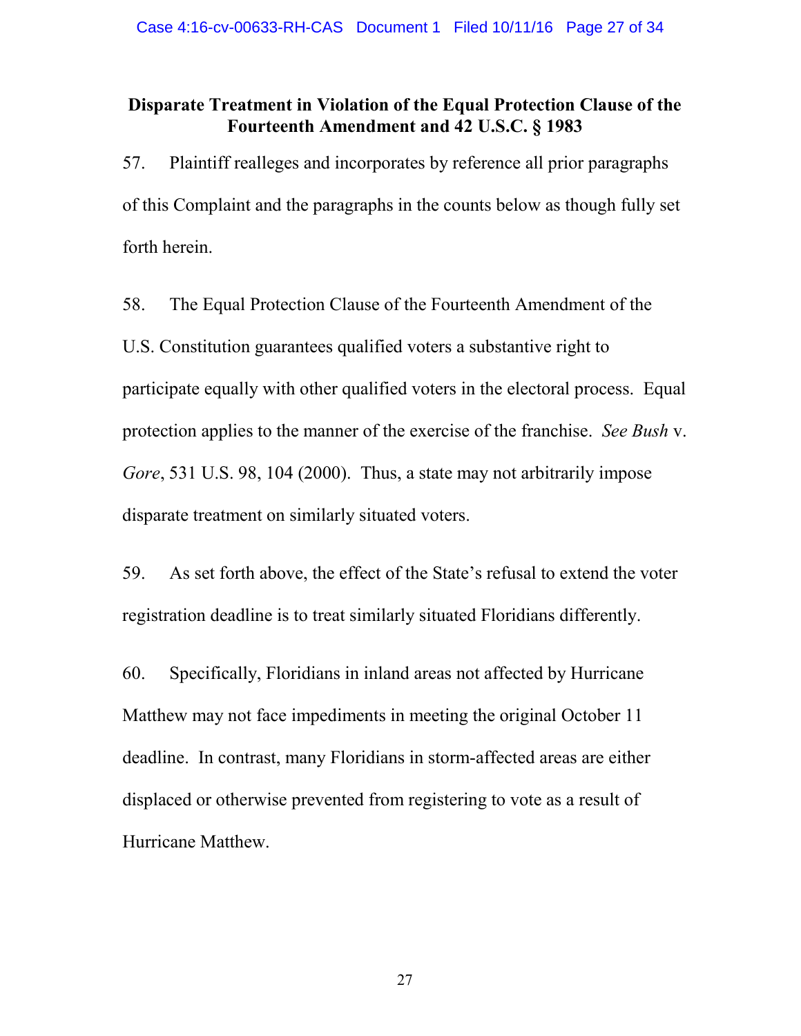**Disparate Treatment in Violation of the Equal Protection Clause of the Fourteenth Amendment and 42 U.S.C. § 1983**

57. Plaintiff realleges and incorporates by reference all prior paragraphs of this Complaint and the paragraphs in the counts below as though fully set forth herein.

58. The Equal Protection Clause of the Fourteenth Amendment of the U.S. Constitution guarantees qualified voters a substantive right to participate equally with other qualified voters in the electoral process. Equal protection applies to the manner of the exercise of the franchise. *See Bush* v. *Gore*, 531 U.S. 98, 104 (2000). Thus, a state may not arbitrarily impose disparate treatment on similarly situated voters.

59. As set forth above, the effect of the State's refusal to extend the voter registration deadline is to treat similarly situated Floridians differently.

60. Specifically, Floridians in inland areas not affected by Hurricane Matthew may not face impediments in meeting the original October 11 deadline. In contrast, many Floridians in storm-affected areas are either displaced or otherwise prevented from registering to vote as a result of Hurricane Matthew.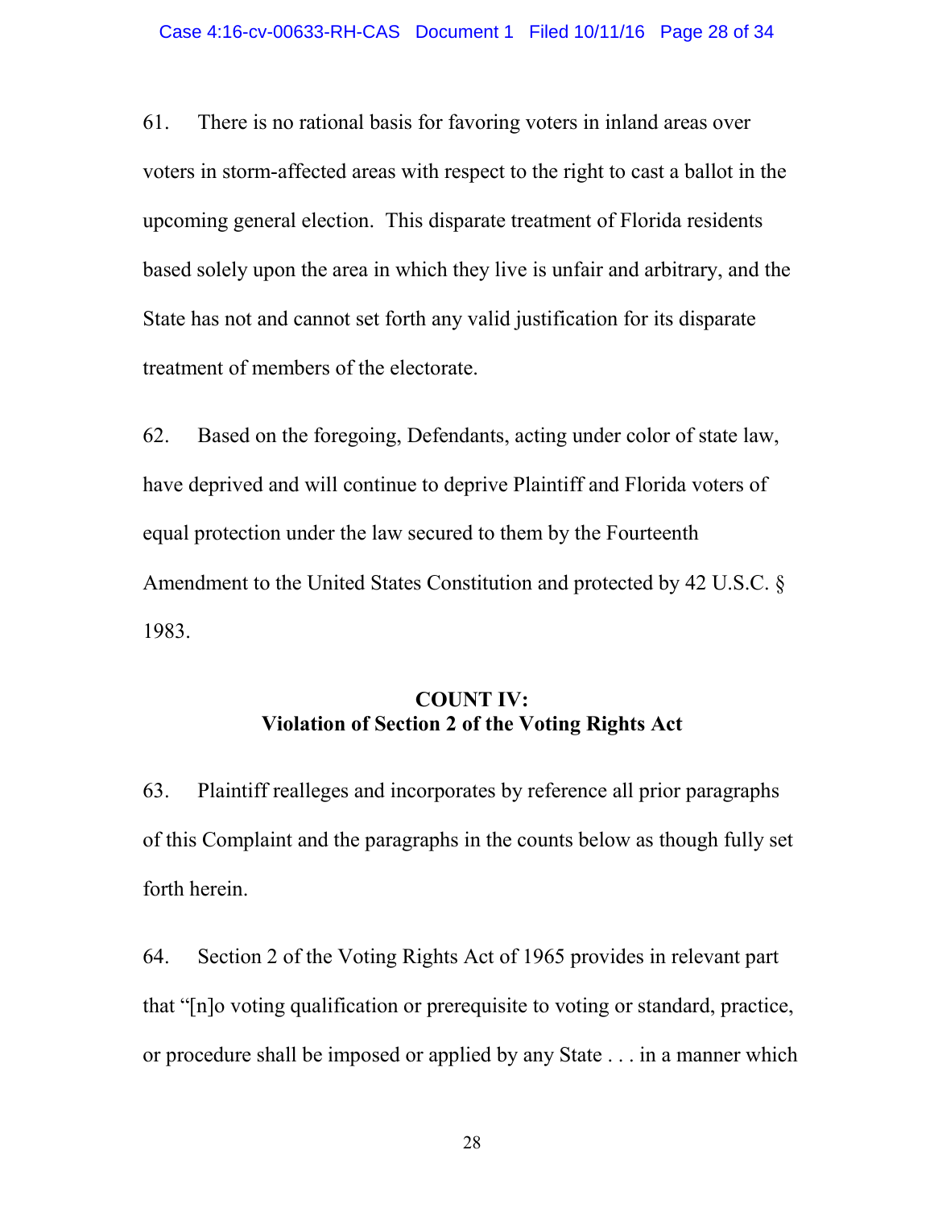61. There is no rational basis for favoring voters in inland areas over voters in storm-affected areas with respect to the right to cast a ballot in the upcoming general election. This disparate treatment of Florida residents based solely upon the area in which they live is unfair and arbitrary, and the State has not and cannot set forth any valid justification for its disparate treatment of members of the electorate.

62. Based on the foregoing, Defendants, acting under color of state law, have deprived and will continue to deprive Plaintiff and Florida voters of equal protection under the law secured to them by the Fourteenth Amendment to the United States Constitution and protected by 42 U.S.C. § 1983.

## COUNT IV: Violation of Section 2 of the Voting Rights Act

63. Plaintiff realleges and incorporates by reference all prior paragraphs of this Complaint and the paragraphs in the counts below as though fully set forth herein.

64. Section 2 of the Voting Rights Act of 1965 provides in relevant part that "[n]o voting qualification or prerequisite to voting or standard, practice, or procedure shall be imposed or applied by any State . . . in a manner which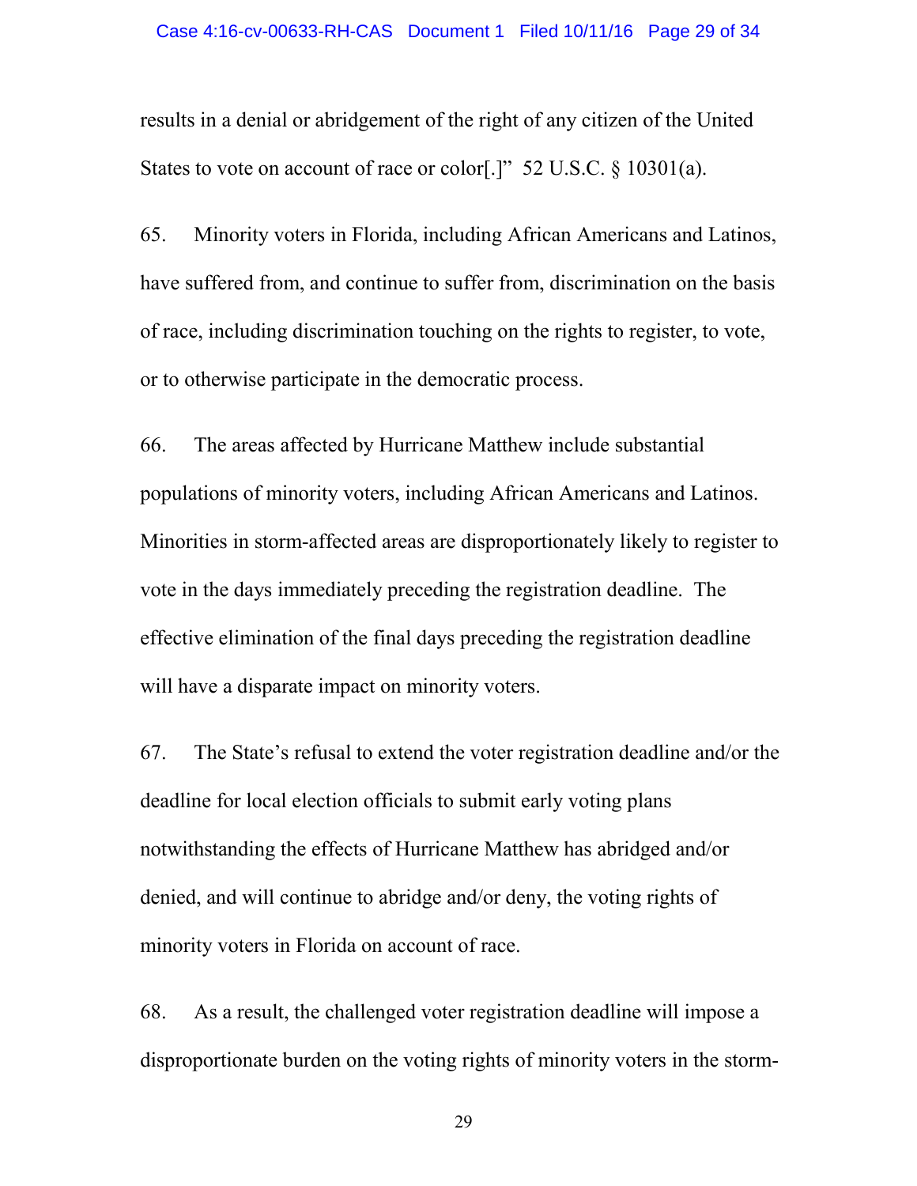results in a denial or abridgement of the right of any citizen of the United States to vote on account of race or color[.]" 52 U.S.C. § 10301(a).

65. Minority voters in Florida, including African Americans and Latinos, have suffered from, and continue to suffer from, discrimination on the basis of race, including discrimination touching on the rights to register, to vote, or to otherwise participate in the democratic process.

66. The areas affected by Hurricane Matthew include substantial populations of minority voters, including African Americans and Latinos. Minorities in storm-affected areas are disproportionately likely to register to vote in the days immediately preceding the registration deadline. The effective elimination of the final days preceding the registration deadline will have a disparate impact on minority voters.

67. The State's refusal to extend the voter registration deadline and/or the deadline for local election officials to submit early voting plans notwithstanding the effects of Hurricane Matthew has abridged and/or denied, and will continue to abridge and/or deny, the voting rights of minority voters in Florida on account of race.

68. As a result, the challenged voter registration deadline will impose a disproportionate burden on the voting rights of minority voters in the storm-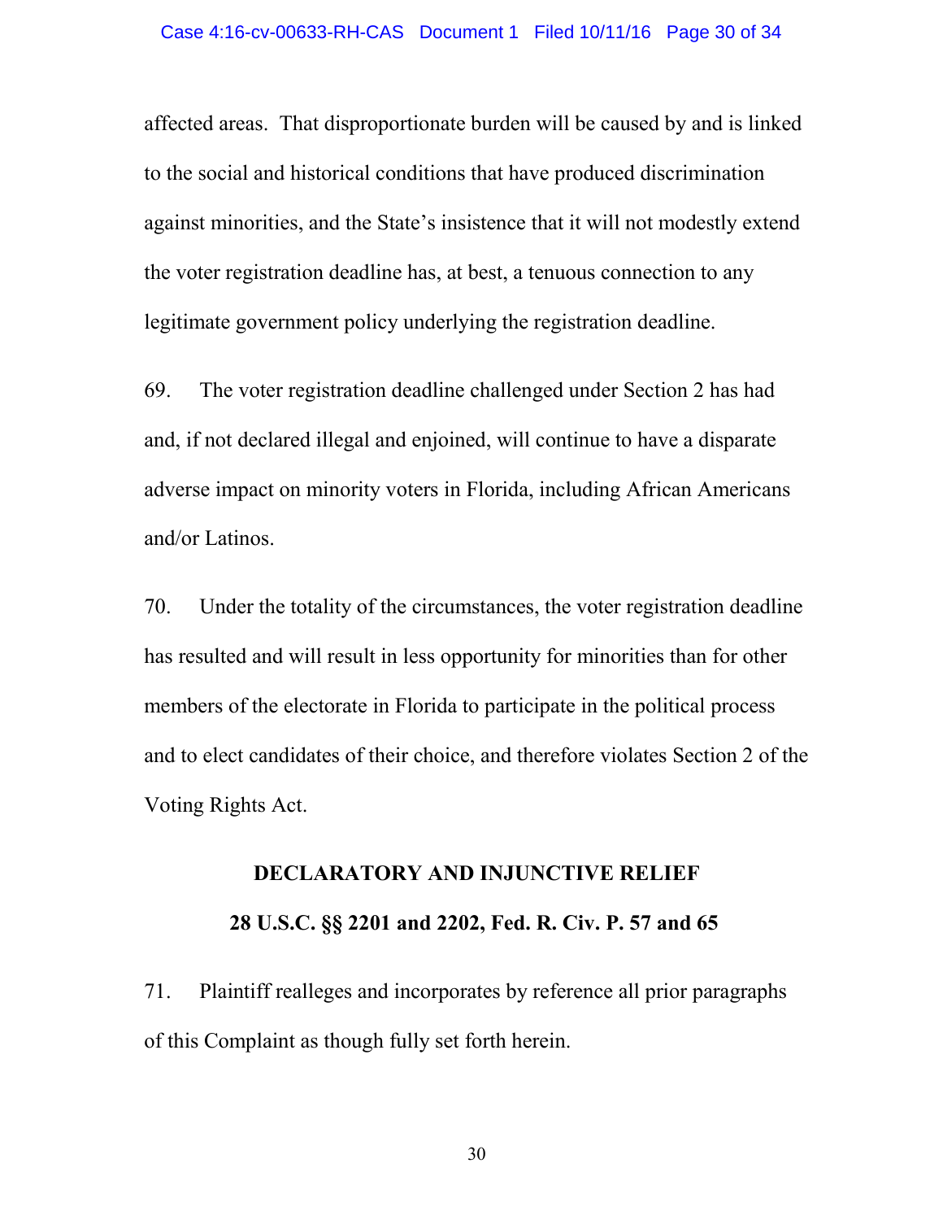affected areas. That disproportionate burden will be caused by and is linked to the social and historical conditions that have produced discrimination against minorities, and the State's insistence that it will not modestly extend the voter registration deadline has, at best, a tenuous connection to any legitimate government policy underlying the registration deadline.

69. The voter registration deadline challenged under Section 2 has had and, if not declared illegal and enjoined, will continue to have a disparate adverse impact on minority voters in Florida, including African Americans and/or Latinos.

70. Under the totality of the circumstances, the voter registration deadline has resulted and will result in less opportunity for minorities than for other members of the electorate in Florida to participate in the political process and to elect candidates of their choice, and therefore violates Section 2 of the Voting Rights Act.

**DECLARATORY AND INJUNCTIVE RELIEF**

**28 U.S.C. §§ 2201 and 2202, Fed. R. Civ. P. 57 and 65**

71. Plaintiff realleges and incorporates by reference all prior paragraphs of this Complaint as though fully set forth herein.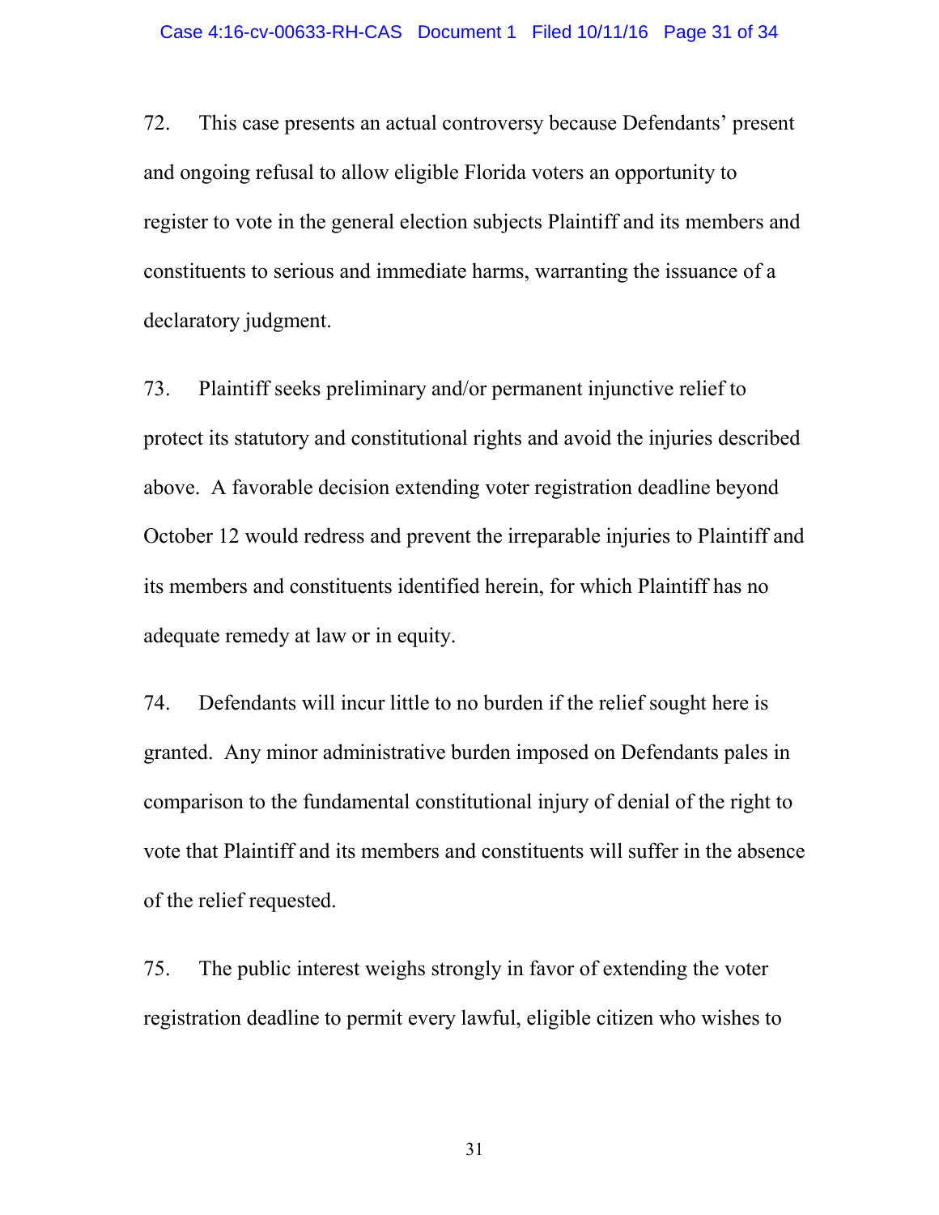72. This case presents an actual controversy because Defendants' present and ongoing refusal to allow eligible Florida voters an opportunity to register to vote in the general election subjects Plaintiff and its members and constituents to serious and immediate harms, warranting the issuance of a declaratory judgment.

73. Plaintiff seeks preliminary and/or permanent injunctive relief to protect its statutory and constitutional rights and avoid the injuries described above. A favorable decision extending voter registration deadline beyond October 12 would redress and prevent the irreparable injuries to Plaintiff and its members and constituents identified herein, for which Plaintiff has no adequate remedy at law or in equity.

74. Defendants will incur little to no burden if the relief sought here is granted. Any minor administrative burden imposed on Defendants pales in comparison to the fundamental constitutional injury of denial of the right to vote that Plaintiff and its members and constituents will suffer in the absence of the relief requested.

75. The public interest weighs strongly in favor of extending the voter registration deadline to permit every lawful, eligible citizen who wishes to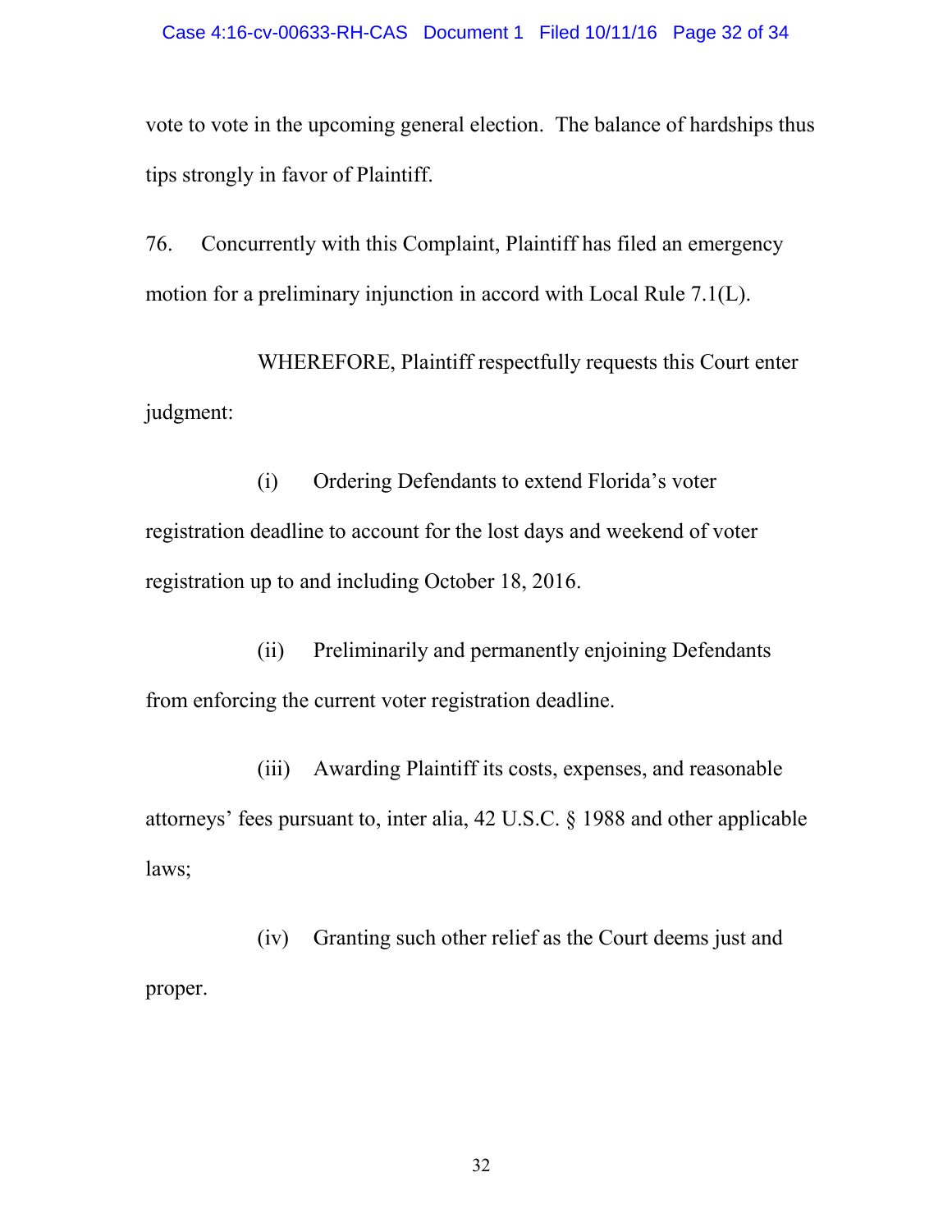vote to vote in the upcoming general election. The balance of hardships thus tips strongly in favor of Plaintiff.

76. Concurrently with this Complaint, Plaintiff has filed an emergency motion for a preliminary injunction in accord with Local Rule 7.1(L).

WHEREFORE, Plaintiff respectfully requests this Court enter judgment:

(i) Ordering Defendants to extend Florida's voter registration deadline to account for the lost days and weekend of voter registration up to and including October 18, 2016.

(ii) Preliminarily and permanently enjoining Defendants from enforcing the current voter registration deadline.

(iii) Awarding Plaintiff its costs, expenses, and reasonable attorneys' fees pursuant to, inter alia, 42 U.S.C. § 1988 and other applicable laws;

(iv) Granting such other relief as the Court deems just and proper.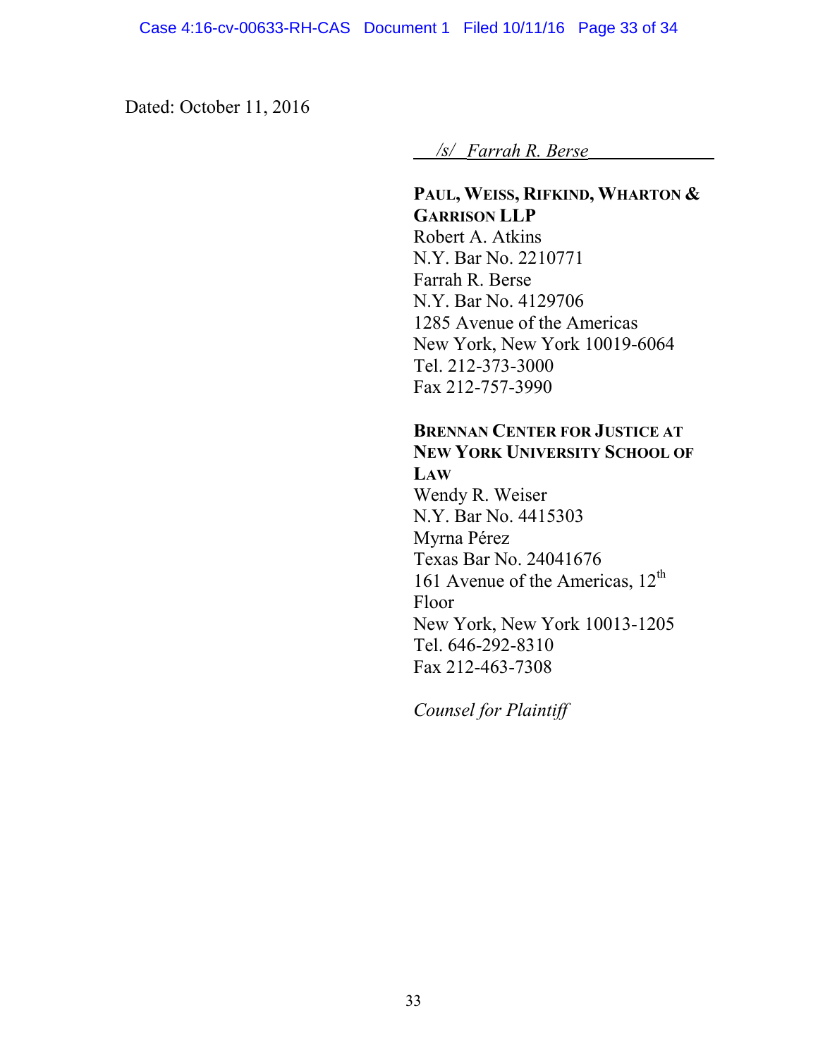Dated: October 11, 2016

*/s/ Farrah R. Berse*

**PAUL, WEISS, RIFKIND, WHARTON & GARRISON LLP**
Robert A. Atkins
N.Y. Bar No. 2210771
Farrah R. Berse
N.Y. Bar No. 4129706
1285 Avenue of the Americas
New York, New York 10019-6064
Tel. 212-373-3000
Fax 212-757-3990

**BRENNAN CENTER FOR JUSTICE AT NEW YORK UNIVERSITY SCHOOL OF LAW**
Wendy R. Weiser
N.Y. Bar No. 4415303
Myrna Pérez
Texas Bar No. 24041676
161 Avenue of the Americas, 12th Floor
New York, New York 10013-1205
Tel. 646-292-8310
Fax 212-463-7308

*Counsel for Plaintiff*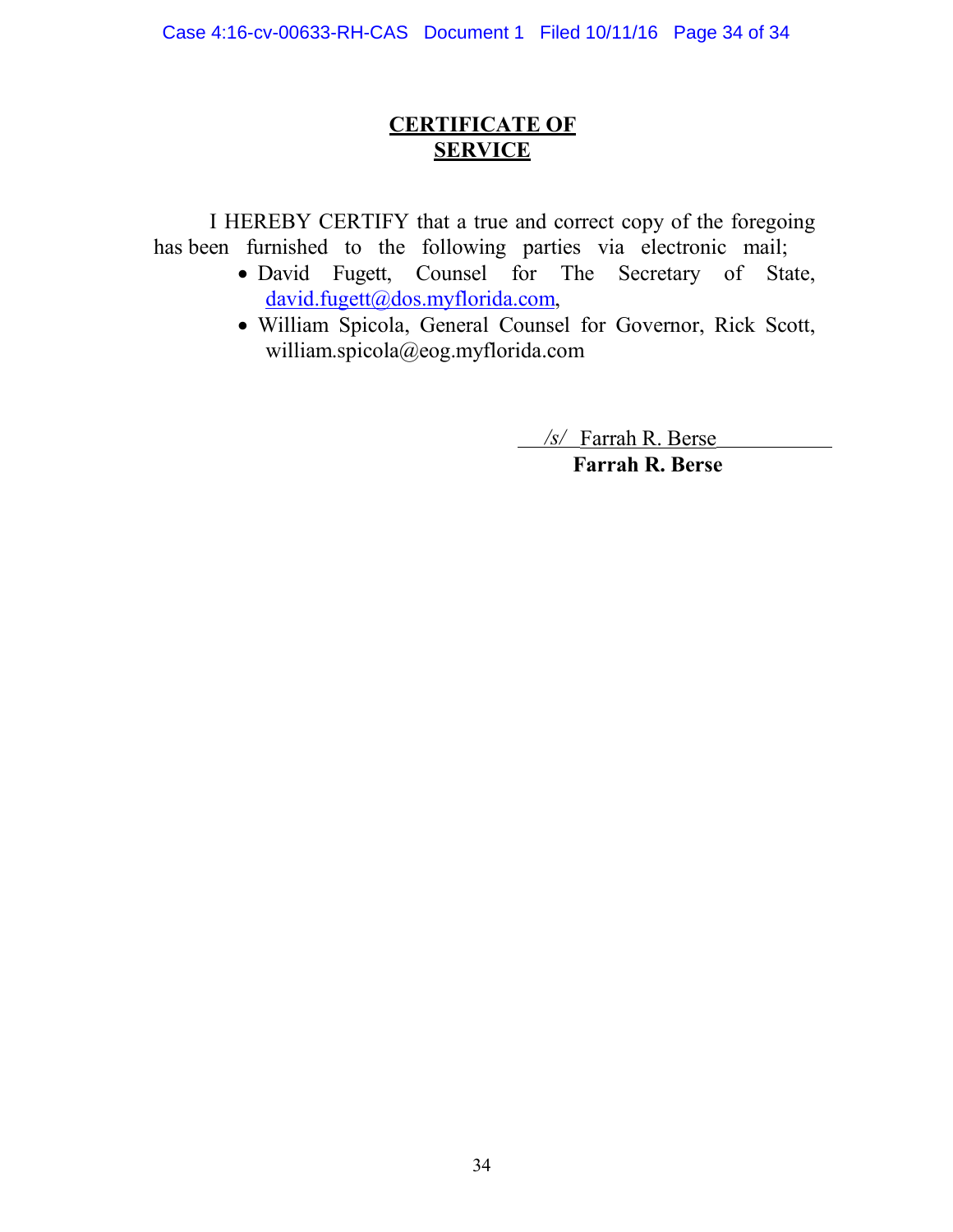## CERTIFICATE OF SERVICE

I HEREBY CERTIFY that a true and correct copy of the foregoing has been furnished to the following parties via electronic mail;

- David Fugett, Counsel for The Secretary of State, david.fugett@dos.myflorida.com,
- William Spicola, General Counsel for Governor, Rick Scott, william.spicola@eog.myflorida.com

/s/ Farrah R. Berse

**Farrah R. Berse**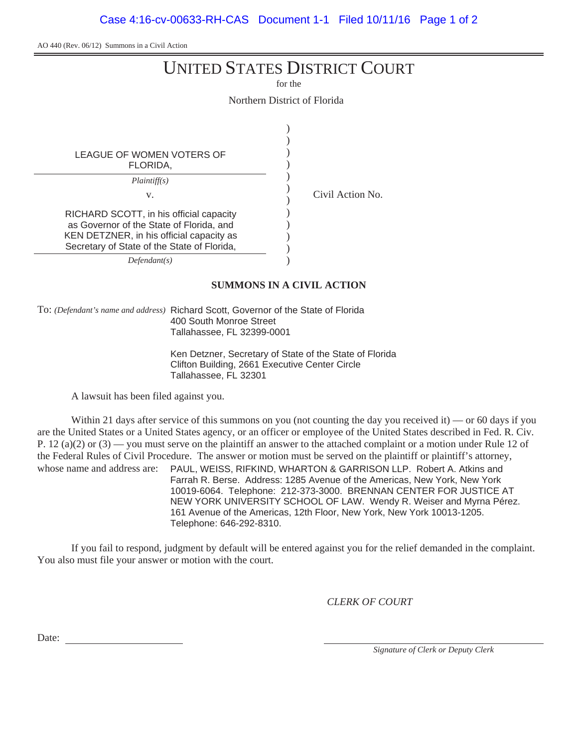AO 440 (Rev. 06/12) Summons in a Civil Action

# UNITED STATES DISTRICT COURT

for the

Northern District of Florida

LEAGUE OF WOMEN VOTERS OF FLORIDA,

*Plaintiff(s)*

v.

RICHARD SCOTT, in his official capacity as Governor of the State of Florida, and KEN DETZNER, in his official capacity as Secretary of State of the State of Florida,

*Defendant(s)*

Civil Action No.

**SUMMONS IN A CIVIL ACTION**

To: *(Defendant's name and address)* Richard Scott, Governor of the State of Florida
400 South Monroe Street
Tallahassee, FL 32399-0001

Ken Detzner, Secretary of State of the State of Florida
Clifton Building, 2661 Executive Center Circle
Tallahassee, FL 32301

A lawsuit has been filed against you.

Within 21 days after service of this summons on you (not counting the day you received it) — or 60 days if you are the United States or a United States agency, or an officer or employee of the United States described in Fed. R. Civ. P. 12 (a)(2) or (3) — you must serve on the plaintiff an answer to the attached complaint or a motion under Rule 12 of the Federal Rules of Civil Procedure. The answer or motion must be served on the plaintiff or plaintiff's attorney, whose name and address are: PAUL, WEISS, RIFKIND, WHARTON & GARRISON LLP. Robert A. Atkins and Farrah R. Berse. Address: 1285 Avenue of the Americas, New York, New York 10019-6064. Telephone: 212-373-3000. BRENNAN CENTER FOR JUSTICE AT NEW YORK UNIVERSITY SCHOOL OF LAW. Wendy R. Weiser and Myrna Pérez. 161 Avenue of the Americas, 12th Floor, New York, New York 10013-1205. Telephone: 646-292-8310.

If you fail to respond, judgment by default will be entered against you for the relief demanded in the complaint. You also must file your answer or motion with the court.

*CLERK OF COURT*

Date: \_\_\_\_\_\_\_\_\_\_\_\_\_\_\_\_\_\_\_\_

\_\_\_\_\_\_\_\_\_\_\_\_\_\_\_\_\_\_\_\_\_\_\_\_\_\_\_\_\_\_
*Signature of Clerk or Deputy Clerk*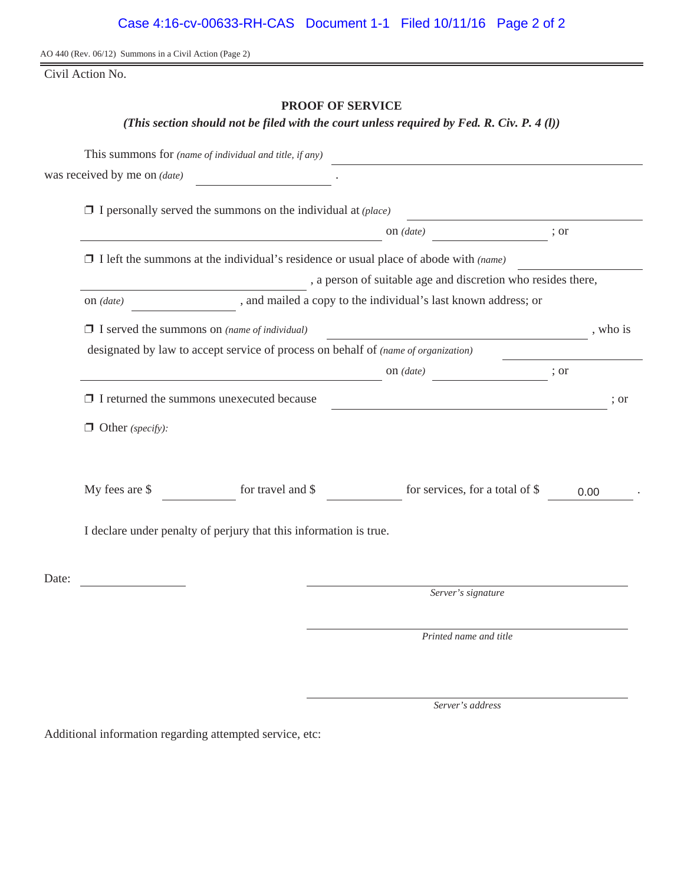AO 440 (Rev. 06/12) Summons in a Civil Action (Page 2)

Civil Action No.

## PROOF OF SERVICE

***(This section should not be filed with the court unless required by Fed. R. Civ. P. 4 (l))***

This summons for *(name of individual and title, if any)* ______________________________
was received by me on *(date)* ______________ .

❒ I personally served the summons on the individual at *(place)* ______________________________
______________________________ on *(date)* ______________ ; or

❒ I left the summons at the individual's residence or usual place of abode with *(name)* ______________
______________________________ , a person of suitable age and discretion who resides there,
on *(date)* ______________ , and mailed a copy to the individual's last known address; or

❒ I served the summons on *(name of individual)* ______________________________ , who is
designated by law to accept service of process on behalf of *(name of organization)* ______________
______________________________ on *(date)* ______________ ; or

❒ I returned the summons unexecuted because ______________________________ ; or

❒ Other *(specify)*:

My fees are $ ______________ for travel and $ ______________ for services, for a total of $ 0.00 .

I declare under penalty of perjury that this information is true.

Date: ______________

______________________________
*Server's signature*

______________________________
*Printed name and title*

______________________________
*Server's address*

Additional information regarding attempted service, etc: